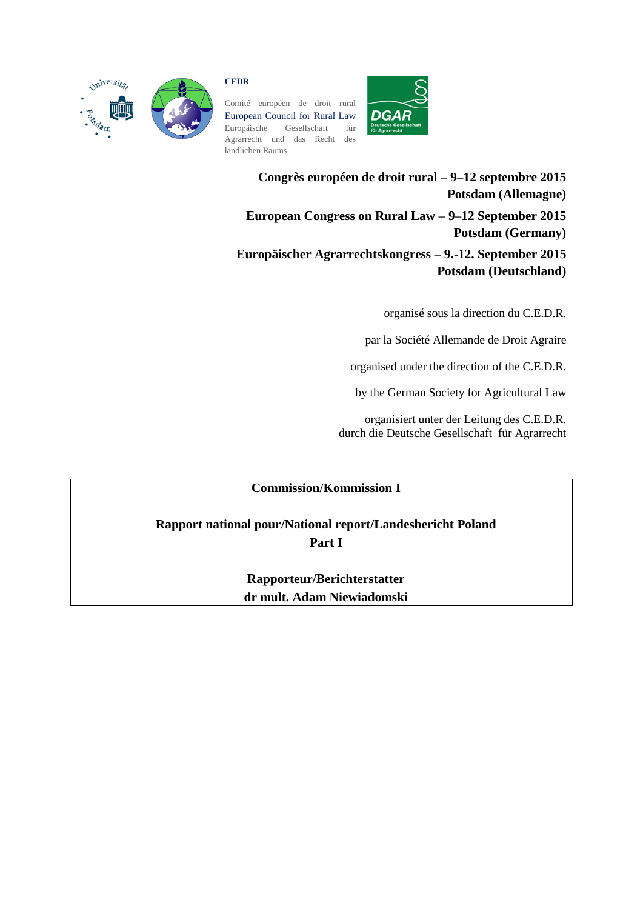**CEDR**

Comité européen de droit rural
European Council for Rural Law
Europäische Gesellschaft für Agrarrecht und das Recht des ländlichen Raums

**Congrès européen de droit rural – 9–12 septembre 2015**
**Potsdam (Allemagne)**

**European Congress on Rural Law – 9–12 September 2015**
**Potsdam (Germany)**

**Europäischer Agrarrechtskongress – 9.-12. September 2015**
**Potsdam (Deutschland)**

organisé sous la direction du C.E.D.R.

par la Société Allemande de Droit Agraire

organised under the direction of the C.E.D.R.

by the German Society for Agricultural Law

organisiert unter der Leitung des C.E.D.R.
durch die Deutsche Gesellschaft für Agrarrecht

**Commission/Kommission I**

**Rapport national pour/National report/Landesbericht Poland**
**Part I**

**Rapporteur/Berichterstatter**
**dr mult. Adam Niewiadomski**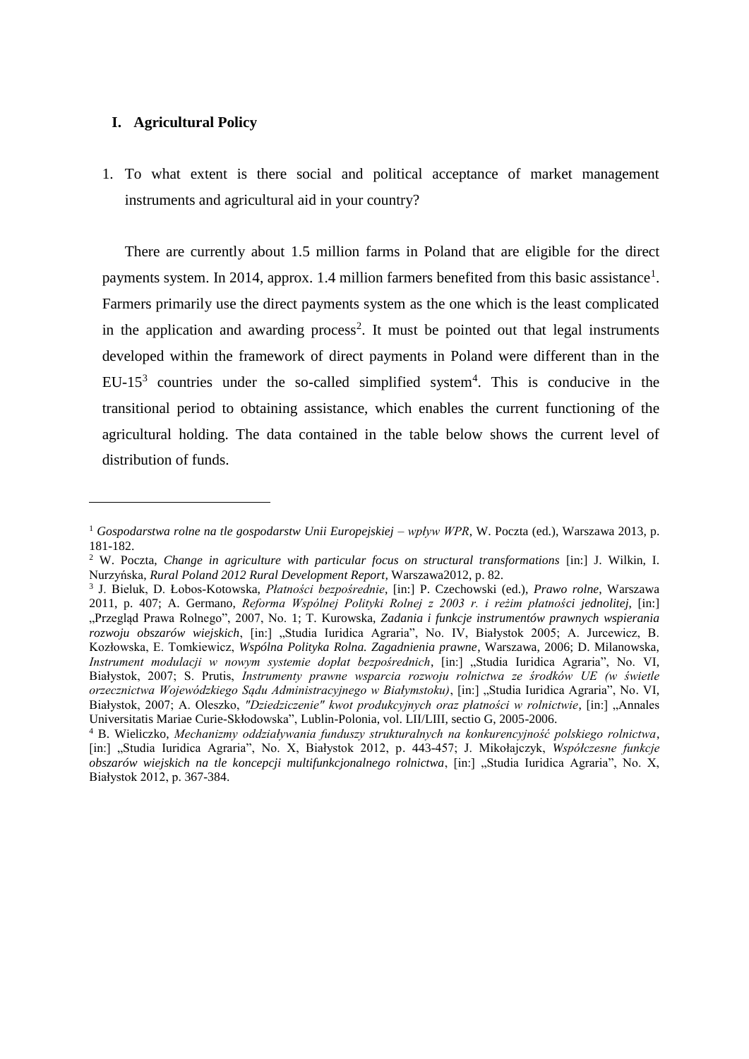## I. Agricultural Policy

1. To what extent is there social and political acceptance of market management instruments and agricultural aid in your country?

There are currently about 1.5 million farms in Poland that are eligible for the direct payments system. In 2014, approx. 1.4 million farmers benefited from this basic assistance[1]. Farmers primarily use the direct payments system as the one which is the least complicated in the application and awarding process[2]. It must be pointed out that legal instruments developed within the framework of direct payments in Poland were different than in the EU-15[3] countries under the so-called simplified system[4]. This is conducive in the transitional period to obtaining assistance, which enables the current functioning of the agricultural holding. The data contained in the table below shows the current level of distribution of funds.

---

[1] *Gospodarstwa rolne na tle gospodarstw Unii Europejskiej – wpływ WPR*, W. Poczta (ed.), Warszawa 2013, p. 181-182.

[2] W. Poczta, *Change in agriculture with particular focus on structural transformations* [in:] J. Wilkin, I. Nurzyńska, *Rural Poland 2012 Rural Development Report*, Warszawa2012, p. 82.

[3] J. Bieluk, D. Łobos-Kotowska, *Płatności bezpośrednie*, [in:] P. Czechowski (ed.), *Prawo rolne*, Warszawa 2011, p. 407; A. Germano, *Reforma Wspólnej Polityki Rolnej z 2003 r. i reżim płatności jednolitej*, [in:] „Przegląd Prawa Rolnego", 2007, No. 1; T. Kurowska, *Zadania i funkcje instrumentów prawnych wspierania rozwoju obszarów wiejskich*, [in:] „Studia Iuridica Agraria", No. IV, Białystok 2005; A. Jurcewicz, B. Kozłowska, E. Tomkiewicz, *Wspólna Polityka Rolna. Zagadnienia prawne*, Warszawa, 2006; D. Milanowska, *Instrument modulacji w nowym systemie dopłat bezpośrednich*, [in:] „Studia Iuridica Agraria", No. VI, Białystok, 2007; S. Prutis, *Instrumenty prawne wsparcia rozwoju rolnictwa ze środków UE (w świetle orzecznictwa Wojewódzkiego Sądu Administracyjnego w Białymstoku)*, [in:] „Studia Iuridica Agraria", No. VI, Białystok, 2007; A. Oleszko, *"Dziedziczenie" kwot produkcyjnych oraz płatności w rolnictwie*, [in:] „Annales Universitatis Mariae Curie-Skłodowska", Lublin-Polonia, vol. LII/LIII, sectio G, 2005-2006.

[4] B. Wieliczko, *Mechanizmy oddziaływania funduszy strukturalnych na konkurencyjność polskiego rolnictwa*, [in:] „Studia Iuridica Agraria", No. X, Białystok 2012, p. 443-457; J. Mikołajczyk, *Współczesne funkcje obszarów wiejskich na tle koncepcji multifunkcjonalnego rolnictwa*, [in:] „Studia Iuridica Agraria", No. X, Białystok 2012, p. 367-384.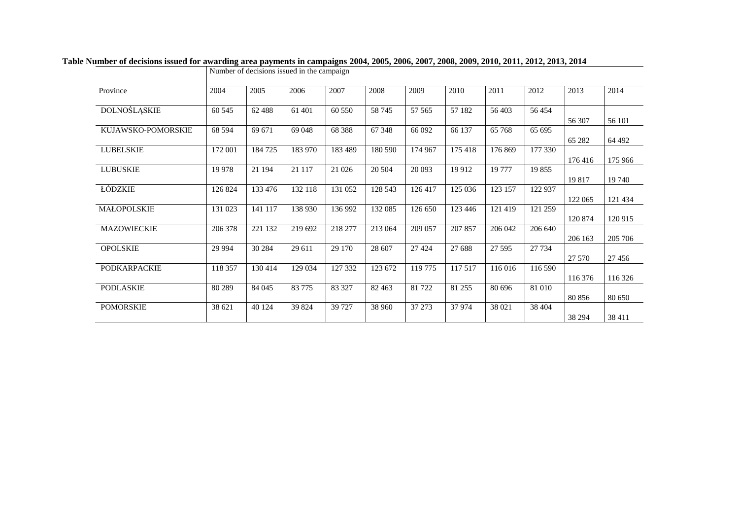**Table Number of decisions issued for awarding area payments in campaigns 2004, 2005, 2006, 2007, 2008, 2009, 2010, 2011, 2012, 2013, 2014**

| Province | Number of decisions issued in the campaign | | | | | | | | | | |
|---|---|---|---|---|---|---|---|---|---|---|---|
| | 2004 | 2005 | 2006 | 2007 | 2008 | 2009 | 2010 | 2011 | 2012 | 2013 | 2014 |
| DOLNOŚLĄSKIE | 60 545 | 62 488 | 61 401 | 60 550 | 58 745 | 57 565 | 57 182 | 56 403 | 56 454 | 56 307 | 56 101 |
| KUJAWSKO-POMORSKIE | 68 594 | 69 671 | 69 048 | 68 388 | 67 348 | 66 092 | 66 137 | 65 768 | 65 695 | 65 282 | 64 492 |
| LUBELSKIE | 172 001 | 184 725 | 183 970 | 183 489 | 180 590 | 174 967 | 175 418 | 176 869 | 177 330 | 176 416 | 175 966 |
| LUBUSKIE | 19 978 | 21 194 | 21 117 | 21 026 | 20 504 | 20 093 | 19 912 | 19 777 | 19 855 | 19 817 | 19 740 |
| ŁÓDZKIE | 126 824 | 133 476 | 132 118 | 131 052 | 128 543 | 126 417 | 125 036 | 123 157 | 122 937 | 122 065 | 121 434 |
| MAŁOPOLSKIE | 131 023 | 141 117 | 138 930 | 136 992 | 132 085 | 126 650 | 123 446 | 121 419 | 121 259 | 120 874 | 120 915 |
| MAZOWIECKIE | 206 378 | 221 132 | 219 692 | 218 277 | 213 064 | 209 057 | 207 857 | 206 042 | 206 640 | 206 163 | 205 706 |
| OPOLSKIE | 29 994 | 30 284 | 29 611 | 29 170 | 28 607 | 27 424 | 27 688 | 27 595 | 27 734 | 27 570 | 27 456 |
| PODKARPACKIE | 118 357 | 130 414 | 129 034 | 127 332 | 123 672 | 119 775 | 117 517 | 116 016 | 116 590 | 116 376 | 116 326 |
| PODLASKIE | 80 289 | 84 045 | 83 775 | 83 327 | 82 463 | 81 722 | 81 255 | 80 696 | 81 010 | 80 856 | 80 650 |
| POMORSKIE | 38 621 | 40 124 | 39 824 | 39 727 | 38 960 | 37 273 | 37 974 | 38 021 | 38 404 | 38 294 | 38 411 |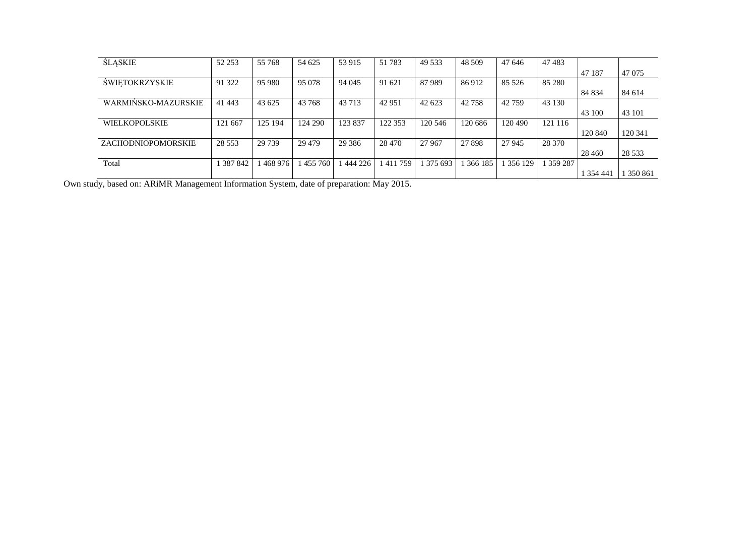| | | | | | | | | | | | |
|---|---|---|---|---|---|---|---|---|---|---|---|
| ŚLĄSKIE | 52 253 | 55 768 | 54 625 | 53 915 | 51 783 | 49 533 | 48 509 | 47 646 | 47 483 | 47 187 | 47 075 |
| ŚWIĘTOKRZYSKIE | 91 322 | 95 980 | 95 078 | 94 045 | 91 621 | 87 989 | 86 912 | 85 526 | 85 280 | 84 834 | 84 614 |
| WARMIŃSKO-MAZURSKIE | 41 443 | 43 625 | 43 768 | 43 713 | 42 951 | 42 623 | 42 758 | 42 759 | 43 130 | 43 100 | 43 101 |
| WIELKOPOLSKIE | 121 667 | 125 194 | 124 290 | 123 837 | 122 353 | 120 546 | 120 686 | 120 490 | 121 116 | 120 840 | 120 341 |
| ZACHODNIOPOMORSKIE | 28 553 | 29 739 | 29 479 | 29 386 | 28 470 | 27 967 | 27 898 | 27 945 | 28 370 | 28 460 | 28 533 |
| Total | 1 387 842 | 1 468 976 | 1 455 760 | 1 444 226 | 1 411 759 | 1 375 693 | 1 366 185 | 1 356 129 | 1 359 287 | 1 354 441 | 1 350 861 |

Own study, based on: ARiMR Management Information System, date of preparation: May 2015.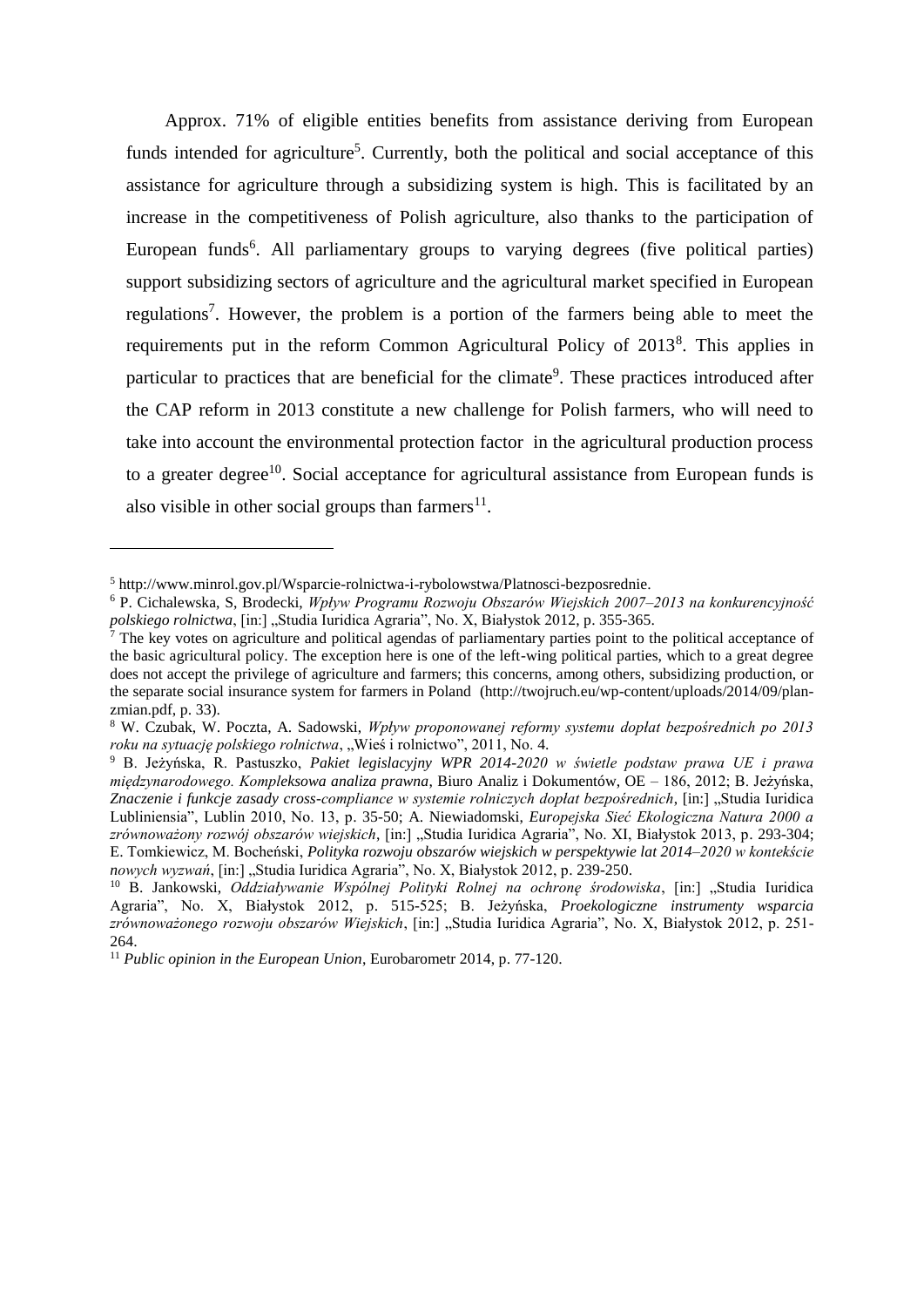Approx. 71% of eligible entities benefits from assistance deriving from European funds intended for agriculture[5]. Currently, both the political and social acceptance of this assistance for agriculture through a subsidizing system is high. This is facilitated by an increase in the competitiveness of Polish agriculture, also thanks to the participation of European funds[6]. All parliamentary groups to varying degrees (five political parties) support subsidizing sectors of agriculture and the agricultural market specified in European regulations[7]. However, the problem is a portion of the farmers being able to meet the requirements put in the reform Common Agricultural Policy of 2013[8]. This applies in particular to practices that are beneficial for the climate[9]. These practices introduced after the CAP reform in 2013 constitute a new challenge for Polish farmers, who will need to take into account the environmental protection factor in the agricultural production process to a greater degree[10]. Social acceptance for agricultural assistance from European funds is also visible in other social groups than farmers[11].

---

[5] http://www.minrol.gov.pl/Wsparcie-rolnictwa-i-rybolowstwa/Platnosci-bezposrednie.

[6] P. Cichalewska, S, Brodecki, *Wpływ Programu Rozwoju Obszarów Wiejskich 2007–2013 na konkurencyjność polskiego rolnictwa*, [in:] „Studia Iuridica Agraria", No. X, Białystok 2012, p. 355-365.

[7] The key votes on agriculture and political agendas of parliamentary parties point to the political acceptance of the basic agricultural policy. The exception here is one of the left-wing political parties, which to a great degree does not accept the privilege of agriculture and farmers; this concerns, among others, subsidizing production, or the separate social insurance system for farmers in Poland (http://twojruch.eu/wp-content/uploads/2014/09/plan-zmian.pdf, p. 33).

[8] W. Czubak, W. Poczta, A. Sadowski, *Wpływ proponowanej reformy systemu dopłat bezpośrednich po 2013 roku na sytuację polskiego rolnictwa*, „Wieś i rolnictwo", 2011, No. 4.

[9] B. Jeżyńska, R. Pastuszko, *Pakiet legislacyjny WPR 2014-2020 w świetle podstaw prawa UE i prawa międzynarodowego. Kompleksowa analiza prawna*, Biuro Analiz i Dokumentów, OE – 186, 2012; B. Jeżyńska, *Znaczenie i funkcje zasady cross-compliance w systemie rolniczych dopłat bezpośrednich*, [in:] „Studia Iuridica Lubliniensia", Lublin 2010, No. 13, p. 35-50; A. Niewiadomski, *Europejska Sieć Ekologiczna Natura 2000 a zrównoważony rozwój obszarów wiejskich*, [in:] „Studia Iuridica Agraria", No. XI, Białystok 2013, p. 293-304; E. Tomkiewicz, M. Bocheński, *Polityka rozwoju obszarów wiejskich w perspektywie lat 2014–2020 w kontekście nowych wyzwań*, [in:] „Studia Iuridica Agraria", No. X, Białystok 2012, p. 239-250.

[10] B. Jankowski, *Oddziaływanie Wspólnej Polityki Rolnej na ochronę środowiska*, [in:] „Studia Iuridica Agraria", No. X, Białystok 2012, p. 515-525; B. Jeżyńska, *Proekologiczne instrumenty wsparcia zrównoważonego rozwoju obszarów Wiejskich*, [in:] „Studia Iuridica Agraria", No. X, Białystok 2012, p. 251-264.

[11] *Public opinion in the European Union*, Eurobarometr 2014, p. 77-120.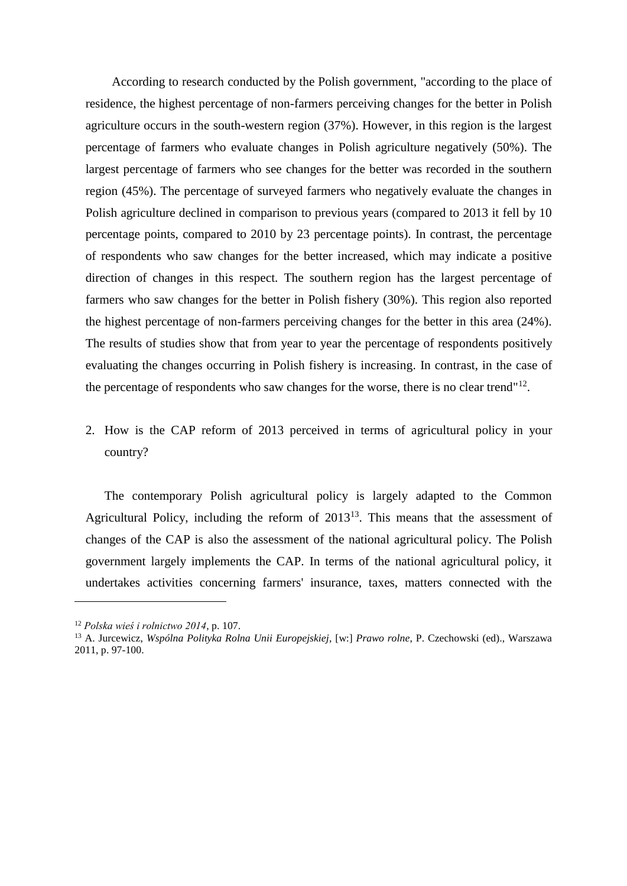According to research conducted by the Polish government, "according to the place of residence, the highest percentage of non-farmers perceiving changes for the better in Polish agriculture occurs in the south-western region (37%). However, in this region is the largest percentage of farmers who evaluate changes in Polish agriculture negatively (50%). The largest percentage of farmers who see changes for the better was recorded in the southern region (45%). The percentage of surveyed farmers who negatively evaluate the changes in Polish agriculture declined in comparison to previous years (compared to 2013 it fell by 10 percentage points, compared to 2010 by 23 percentage points). In contrast, the percentage of respondents who saw changes for the better increased, which may indicate a positive direction of changes in this respect. The southern region has the largest percentage of farmers who saw changes for the better in Polish fishery (30%). This region also reported the highest percentage of non-farmers perceiving changes for the better in this area (24%). The results of studies show that from year to year the percentage of respondents positively evaluating the changes occurring in Polish fishery is increasing. In contrast, in the case of the percentage of respondents who saw changes for the worse, there is no clear trend"[12].

2. How is the CAP reform of 2013 perceived in terms of agricultural policy in your country?

The contemporary Polish agricultural policy is largely adapted to the Common Agricultural Policy, including the reform of 2013[13]. This means that the assessment of changes of the CAP is also the assessment of the national agricultural policy. The Polish government largely implements the CAP. In terms of the national agricultural policy, it undertakes activities concerning farmers' insurance, taxes, matters connected with the

---

[12] *Polska wieś i rolnictwo 2014*, p. 107.

[13] A. Jurcewicz, *Wspólna Polityka Rolna Unii Europejskiej*, [w:] *Prawo rolne*, P. Czechowski (ed)., Warszawa 2011, p. 97-100.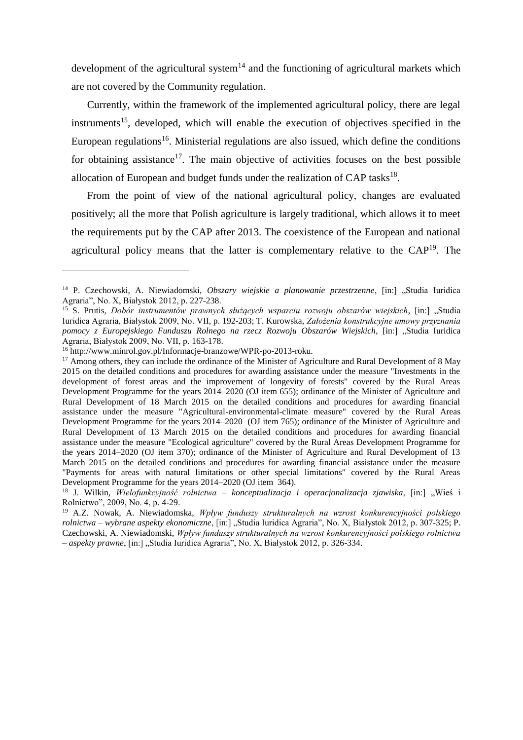development of the agricultural system[14] and the functioning of agricultural markets which are not covered by the Community regulation.

Currently, within the framework of the implemented agricultural policy, there are legal instruments[15], developed, which will enable the execution of objectives specified in the European regulations[16]. Ministerial regulations are also issued, which define the conditions for obtaining assistance[17]. The main objective of activities focuses on the best possible allocation of European and budget funds under the realization of CAP tasks[18].

From the point of view of the national agricultural policy, changes are evaluated positively; all the more that Polish agriculture is largely traditional, which allows it to meet the requirements put by the CAP after 2013. The coexistence of the European and national agricultural policy means that the latter is complementary relative to the CAP[19]. The

---

[14] P. Czechowski, A. Niewiadomski, *Obszary wiejskie a planowanie przestrzenne*, [in:] „Studia Iuridica Agraria", No. X, Białystok 2012, p. 227-238.

[15] S. Prutis, *Dobór instrumentów prawnych służących wsparciu rozwoju obszarów wiejskich*, [in:] „Studia Iuridica Agraria, Białystok 2009, No. VII, p. 192-203; T. Kurowska, *Założenia konstrukcyjne umowy przyznania pomocy z Europejskiego Funduszu Rolnego na rzecz Rozwoju Obszarów Wiejskich*, [in:] „Studia Iuridica Agraria, Białystok 2009, No. VII, p. 163-178.

[16] http://www.minrol.gov.pl/Informacje-branzowe/WPR-po-2013-roku.

[17] Among others, they can include the ordinance of the Minister of Agriculture and Rural Development of 8 May 2015 on the detailed conditions and procedures for awarding assistance under the measure "Investments in the development of forest areas and the improvement of longevity of forests" covered by the Rural Areas Development Programme for the years 2014–2020 (OJ item 655); ordinance of the Minister of Agriculture and Rural Development of 18 March 2015 on the detailed conditions and procedures for awarding financial assistance under the measure "Agricultural-environmental-climate measure" covered by the Rural Areas Development Programme for the years 2014–2020 (OJ item 765); ordinance of the Minister of Agriculture and Rural Development of 13 March 2015 on the detailed conditions and procedures for awarding financial assistance under the measure "Ecological agriculture" covered by the Rural Areas Development Programme for the years 2014–2020 (OJ item 370); ordinance of the Minister of Agriculture and Rural Development of 13 March 2015 on the detailed conditions and procedures for awarding financial assistance under the measure "Payments for areas with natural limitations or other special limitations" covered by the Rural Areas Development Programme for the years 2014–2020 (OJ item 364).

[18] J. Wilkin, *Wielofunkcyjność rolnictwa – konceptualizacja i operacjonalizacja zjawiska*, [in:] „Wieś i Rolnictwo", 2009, No. 4, p. 4-29.

[19] A.Z. Nowak, A. Niewiadomska, *Wpływ funduszy strukturalnych na wzrost konkurencyjności polskiego rolnictwa – wybrane aspekty ekonomiczne*, [in:] „Studia Iuridica Agraria", No. X, Białystok 2012, p. 307-325; P. Czechowski, A. Niewiadomski, *Wpływ funduszy strukturalnych na wzrost konkurencyjności polskiego rolnictwa – aspekty prawne*, [in:] „Studia Iuridica Agraria", No. X, Białystok 2012, p. 326-334.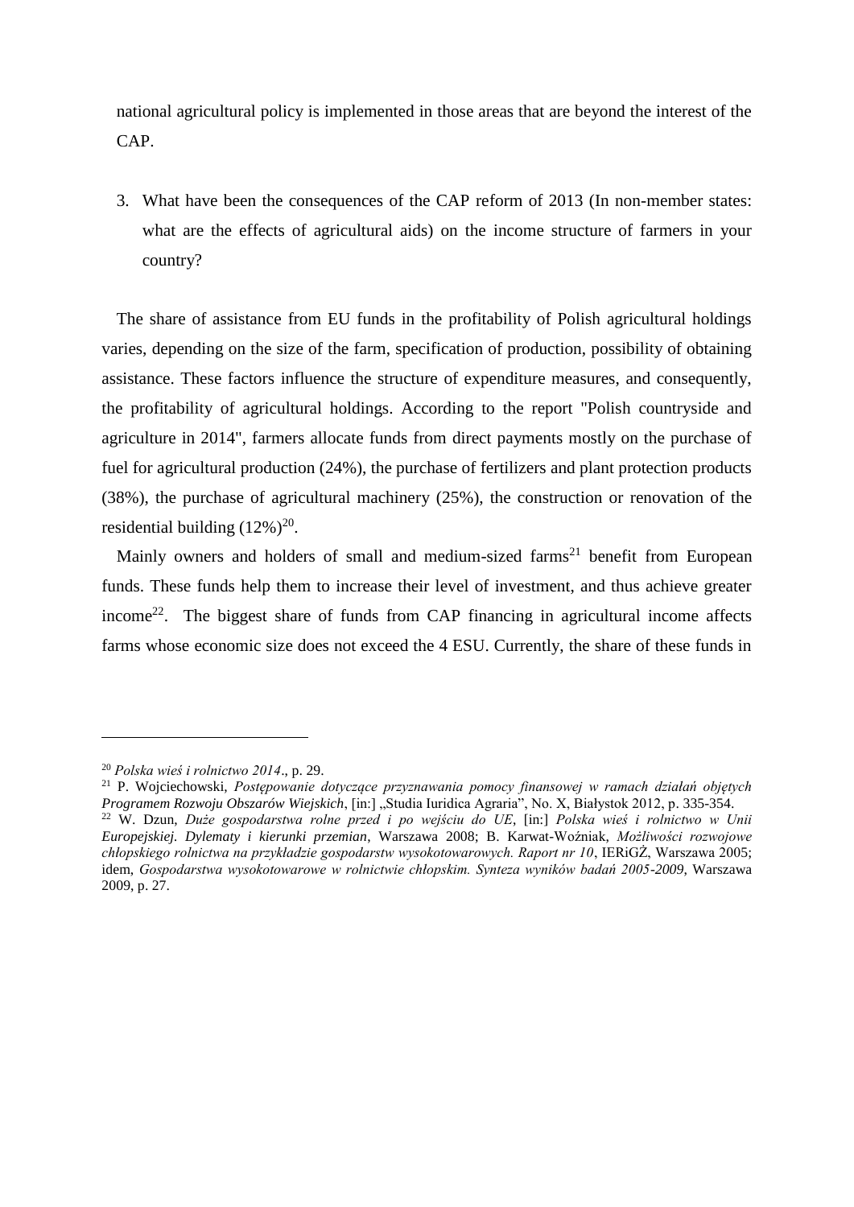national agricultural policy is implemented in those areas that are beyond the interest of the CAP.

3. What have been the consequences of the CAP reform of 2013 (In non-member states: what are the effects of agricultural aids) on the income structure of farmers in your country?

The share of assistance from EU funds in the profitability of Polish agricultural holdings varies, depending on the size of the farm, specification of production, possibility of obtaining assistance. These factors influence the structure of expenditure measures, and consequently, the profitability of agricultural holdings. According to the report "Polish countryside and agriculture in 2014", farmers allocate funds from direct payments mostly on the purchase of fuel for agricultural production (24%), the purchase of fertilizers and plant protection products (38%), the purchase of agricultural machinery (25%), the construction or renovation of the residential building (12%)[20].

Mainly owners and holders of small and medium-sized farms[21] benefit from European funds. These funds help them to increase their level of investment, and thus achieve greater income[22]. The biggest share of funds from CAP financing in agricultural income affects farms whose economic size does not exceed the 4 ESU. Currently, the share of these funds in

---

[20] *Polska wieś i rolnictwo 2014*., p. 29.

[21] P. Wojciechowski, *Postępowanie dotyczące przyznawania pomocy finansowej w ramach działań objętych Programem Rozwoju Obszarów Wiejskich*, [in:] „Studia Iuridica Agraria", No. X, Białystok 2012, p. 335-354.

[22] W. Dzun, *Duże gospodarstwa rolne przed i po wejściu do UE*, [in:] *Polska wieś i rolnictwo w Unii Europejskiej. Dylematy i kierunki przemian*, Warszawa 2008; B. Karwat-Woźniak, *Możliwości rozwojowe chłopskiego rolnictwa na przykładzie gospodarstw wysokotowarowych. Raport nr 10*, IERiGŻ, Warszawa 2005; idem, *Gospodarstwa wysokotowarowe w rolnictwie chłopskim. Synteza wyników badań 2005-2009*, Warszawa 2009, p. 27.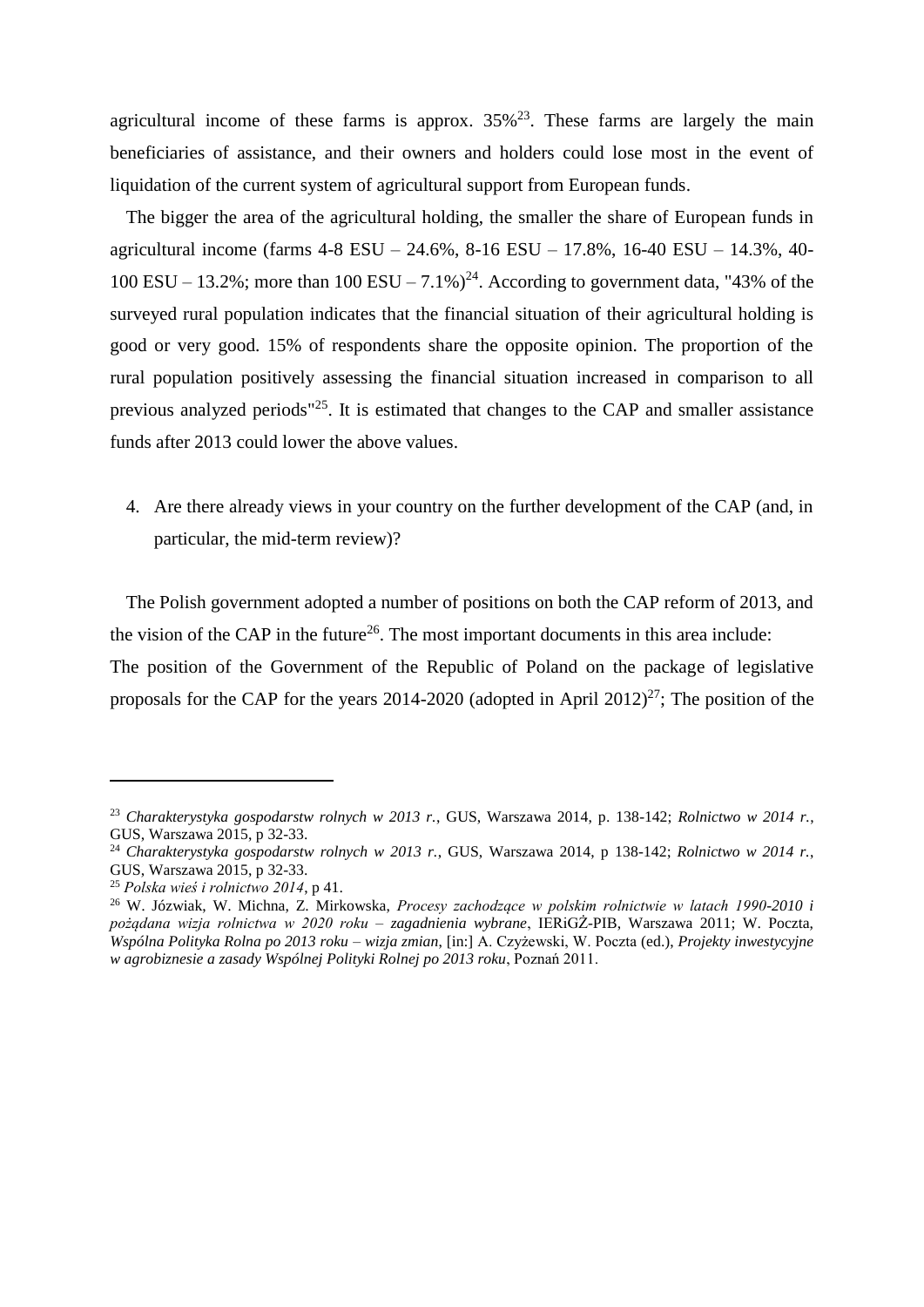agricultural income of these farms is approx. 35%[23]. These farms are largely the main beneficiaries of assistance, and their owners and holders could lose most in the event of liquidation of the current system of agricultural support from European funds.

The bigger the area of the agricultural holding, the smaller the share of European funds in agricultural income (farms 4-8 ESU – 24.6%, 8-16 ESU – 17.8%, 16-40 ESU – 14.3%, 40-100 ESU – 13.2%; more than 100 ESU – 7.1%)[24]. According to government data, "43% of the surveyed rural population indicates that the financial situation of their agricultural holding is good or very good. 15% of respondents share the opposite opinion. The proportion of the rural population positively assessing the financial situation increased in comparison to all previous analyzed periods"[25]. It is estimated that changes to the CAP and smaller assistance funds after 2013 could lower the above values.

4. Are there already views in your country on the further development of the CAP (and, in particular, the mid-term review)?

The Polish government adopted a number of positions on both the CAP reform of 2013, and the vision of the CAP in the future[26]. The most important documents in this area include:
The position of the Government of the Republic of Poland on the package of legislative proposals for the CAP for the years 2014-2020 (adopted in April 2012)[27]; The position of the

---

[23] *Charakterystyka gospodarstw rolnych w 2013 r.*, GUS, Warszawa 2014, p. 138-142; *Rolnictwo w 2014 r.*, GUS, Warszawa 2015, p 32-33.

[24] *Charakterystyka gospodarstw rolnych w 2013 r.*, GUS, Warszawa 2014, p 138-142; *Rolnictwo w 2014 r.*, GUS, Warszawa 2015, p 32-33.

[25] *Polska wieś i rolnictwo 2014*, p 41.

[26] W. Józwiak, W. Michna, Z. Mirkowska, *Procesy zachodzące w polskim rolnictwie w latach 1990-2010 i pożądana wizja rolnictwa w 2020 roku – zagadnienia wybrane*, IERiGŻ-PIB, Warszawa 2011; W. Poczta, *Wspólna Polityka Rolna po 2013 roku – wizja zmian*, [in:] A. Czyżewski, W. Poczta (ed.), *Projekty inwestycyjne w agrobiznesie a zasady Wspólnej Polityki Rolnej po 2013 roku*, Poznań 2011.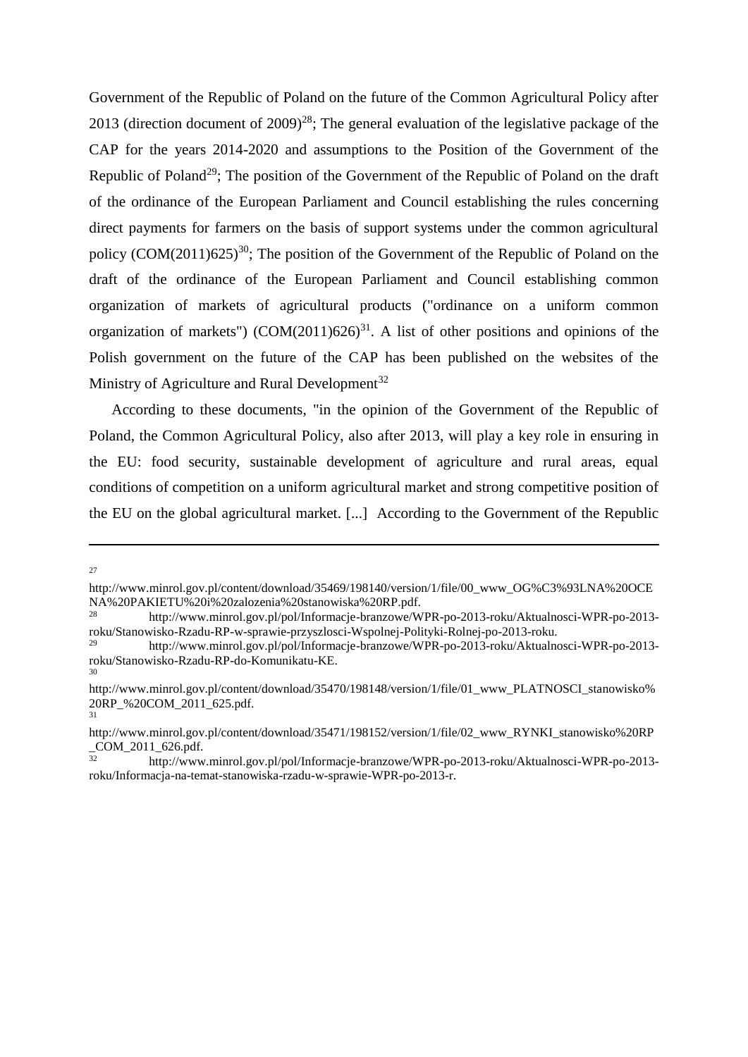Government of the Republic of Poland on the future of the Common Agricultural Policy after 2013 (direction document of 2009)[28]; The general evaluation of the legislative package of the CAP for the years 2014-2020 and assumptions to the Position of the Government of the Republic of Poland[29]; The position of the Government of the Republic of Poland on the draft of the ordinance of the European Parliament and Council establishing the rules concerning direct payments for farmers on the basis of support systems under the common agricultural policy (COM(2011)625)[30]; The position of the Government of the Republic of Poland on the draft of the ordinance of the European Parliament and Council establishing common organization of markets of agricultural products ("ordinance on a uniform common organization of markets") (COM(2011)626)[31]. A list of other positions and opinions of the Polish government on the future of the CAP has been published on the websites of the Ministry of Agriculture and Rural Development[32]

According to these documents, "in the opinion of the Government of the Republic of Poland, the Common Agricultural Policy, also after 2013, will play a key role in ensuring in the EU: food security, sustainable development of agriculture and rural areas, equal conditions of competition on a uniform agricultural market and strong competitive position of the EU on the global agricultural market. [...] According to the Government of the Republic

---

27 http://www.minrol.gov.pl/content/download/35469/198140/version/1/file/00_www_OG%C3%93LNA%20OCENA%20PAKIETU%20i%20zalozenia%20stanowiska%20RP.pdf.

28 http://www.minrol.gov.pl/pol/Informacje-branzowe/WPR-po-2013-roku/Aktualnosci-WPR-po-2013-roku/Stanowisko-Rzadu-RP-w-sprawie-przyszlosci-Wspolnej-Polityki-Rolnej-po-2013-roku.

29 http://www.minrol.gov.pl/pol/Informacje-branzowe/WPR-po-2013-roku/Aktualnosci-WPR-po-2013-roku/Stanowisko-Rzadu-RP-do-Komunikatu-KE.

30 http://www.minrol.gov.pl/content/download/35470/198148/version/1/file/01_www_PLATNOSCI_stanowisko%20RP_%20COM_2011_625.pdf.

31 http://www.minrol.gov.pl/content/download/35471/198152/version/1/file/02_www_RYNKI_stanowisko%20RP_COM_2011_626.pdf.

32 http://www.minrol.gov.pl/pol/Informacje-branzowe/WPR-po-2013-roku/Aktualnosci-WPR-po-2013-roku/Informacja-na-temat-stanowiska-rzadu-w-sprawie-WPR-po-2013-r.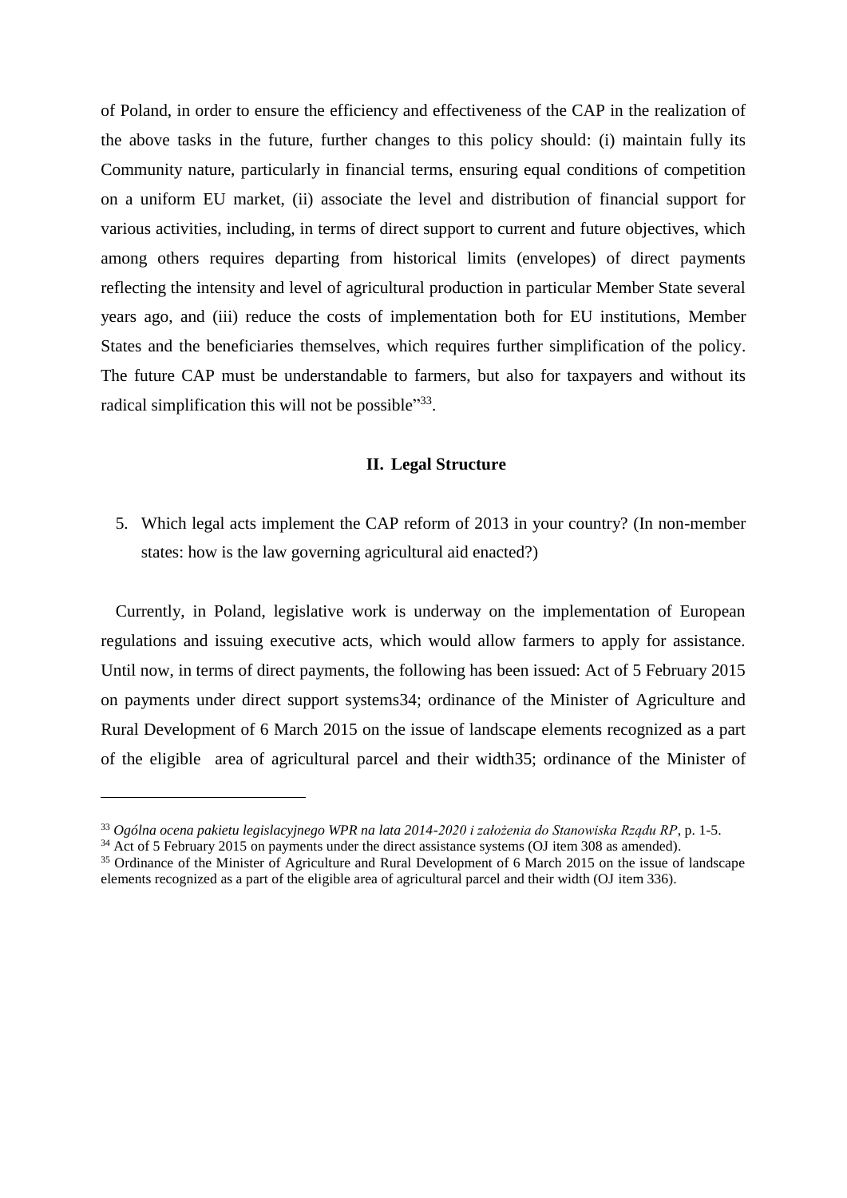of Poland, in order to ensure the efficiency and effectiveness of the CAP in the realization of the above tasks in the future, further changes to this policy should: (i) maintain fully its Community nature, particularly in financial terms, ensuring equal conditions of competition on a uniform EU market, (ii) associate the level and distribution of financial support for various activities, including, in terms of direct support to current and future objectives, which among others requires departing from historical limits (envelopes) of direct payments reflecting the intensity and level of agricultural production in particular Member State several years ago, and (iii) reduce the costs of implementation both for EU institutions, Member States and the beneficiaries themselves, which requires further simplification of the policy. The future CAP must be understandable to farmers, but also for taxpayers and without its radical simplification this will not be possible"[33].

## II. Legal Structure

5. Which legal acts implement the CAP reform of 2013 in your country? (In non-member states: how is the law governing agricultural aid enacted?)

Currently, in Poland, legislative work is underway on the implementation of European regulations and issuing executive acts, which would allow farmers to apply for assistance. Until now, in terms of direct payments, the following has been issued: Act of 5 February 2015 on payments under direct support systems34; ordinance of the Minister of Agriculture and Rural Development of 6 March 2015 on the issue of landscape elements recognized as a part of the eligible area of agricultural parcel and their width35; ordinance of the Minister of

---

[33] *Ogólna ocena pakietu legislacyjnego WPR na lata 2014-2020 i założenia do Stanowiska Rządu RP*, p. 1-5.

[34] Act of 5 February 2015 on payments under the direct assistance systems (OJ item 308 as amended).

[35] Ordinance of the Minister of Agriculture and Rural Development of 6 March 2015 on the issue of landscape elements recognized as a part of the eligible area of agricultural parcel and their width (OJ item 336).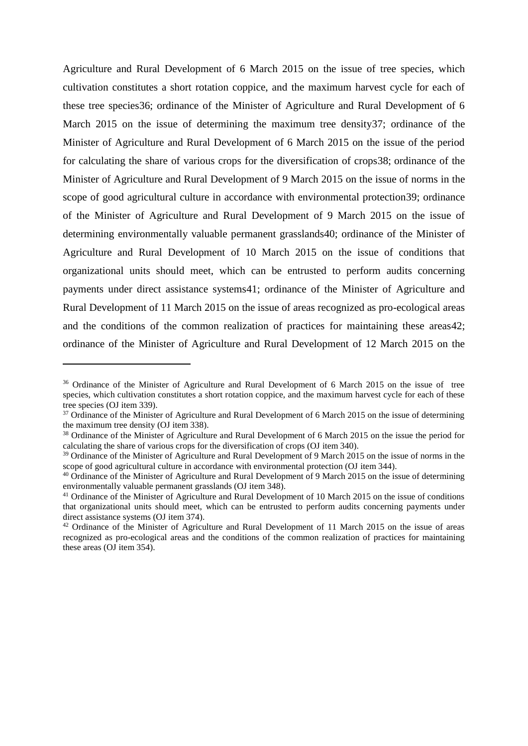Agriculture and Rural Development of 6 March 2015 on the issue of tree species, which cultivation constitutes a short rotation coppice, and the maximum harvest cycle for each of these tree species[36]; ordinance of the Minister of Agriculture and Rural Development of 6 March 2015 on the issue of determining the maximum tree density[37]; ordinance of the Minister of Agriculture and Rural Development of 6 March 2015 on the issue of the period for calculating the share of various crops for the diversification of crops[38]; ordinance of the Minister of Agriculture and Rural Development of 9 March 2015 on the issue of norms in the scope of good agricultural culture in accordance with environmental protection[39]; ordinance of the Minister of Agriculture and Rural Development of 9 March 2015 on the issue of determining environmentally valuable permanent grasslands[40]; ordinance of the Minister of Agriculture and Rural Development of 10 March 2015 on the issue of conditions that organizational units should meet, which can be entrusted to perform audits concerning payments under direct assistance systems[41]; ordinance of the Minister of Agriculture and Rural Development of 11 March 2015 on the issue of areas recognized as pro-ecological areas and the conditions of the common realization of practices for maintaining these areas[42]; ordinance of the Minister of Agriculture and Rural Development of 12 March 2015 on the

---

[36] Ordinance of the Minister of Agriculture and Rural Development of 6 March 2015 on the issue of tree species, which cultivation constitutes a short rotation coppice, and the maximum harvest cycle for each of these tree species (OJ item 339).

[37] Ordinance of the Minister of Agriculture and Rural Development of 6 March 2015 on the issue of determining the maximum tree density (OJ item 338).

[38] Ordinance of the Minister of Agriculture and Rural Development of 6 March 2015 on the issue the period for calculating the share of various crops for the diversification of crops (OJ item 340).

[39] Ordinance of the Minister of Agriculture and Rural Development of 9 March 2015 on the issue of norms in the scope of good agricultural culture in accordance with environmental protection (OJ item 344).

[40] Ordinance of the Minister of Agriculture and Rural Development of 9 March 2015 on the issue of determining environmentally valuable permanent grasslands (OJ item 348).

[41] Ordinance of the Minister of Agriculture and Rural Development of 10 March 2015 on the issue of conditions that organizational units should meet, which can be entrusted to perform audits concerning payments under direct assistance systems (OJ item 374).

[42] Ordinance of the Minister of Agriculture and Rural Development of 11 March 2015 on the issue of areas recognized as pro-ecological areas and the conditions of the common realization of practices for maintaining these areas (OJ item 354).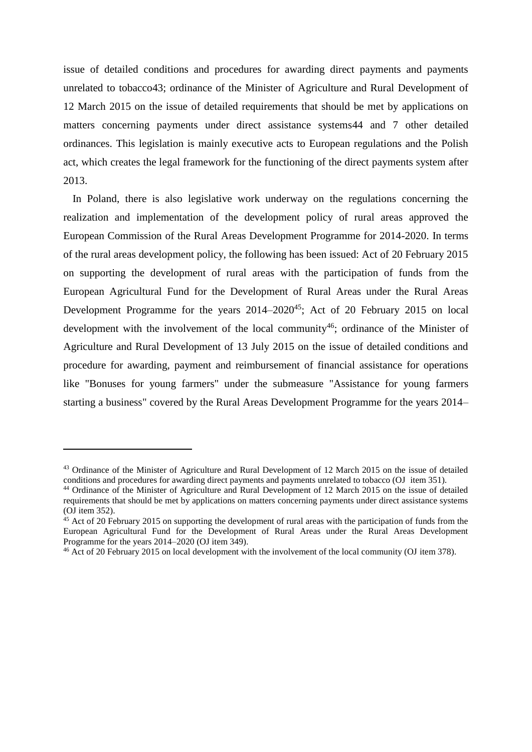issue of detailed conditions and procedures for awarding direct payments and payments unrelated to tobacco43; ordinance of the Minister of Agriculture and Rural Development of 12 March 2015 on the issue of detailed requirements that should be met by applications on matters concerning payments under direct assistance systems44 and 7 other detailed ordinances. This legislation is mainly executive acts to European regulations and the Polish act, which creates the legal framework for the functioning of the direct payments system after 2013.

In Poland, there is also legislative work underway on the regulations concerning the realization and implementation of the development policy of rural areas approved the European Commission of the Rural Areas Development Programme for 2014-2020. In terms of the rural areas development policy, the following has been issued: Act of 20 February 2015 on supporting the development of rural areas with the participation of funds from the European Agricultural Fund for the Development of Rural Areas under the Rural Areas Development Programme for the years 2014–2020[45]; Act of 20 February 2015 on local development with the involvement of the local community[46]; ordinance of the Minister of Agriculture and Rural Development of 13 July 2015 on the issue of detailed conditions and procedure for awarding, payment and reimbursement of financial assistance for operations like "Bonuses for young farmers" under the submeasure "Assistance for young farmers starting a business" covered by the Rural Areas Development Programme for the years 2014–

---

[43] Ordinance of the Minister of Agriculture and Rural Development of 12 March 2015 on the issue of detailed conditions and procedures for awarding direct payments and payments unrelated to tobacco (OJ item 351).

[44] Ordinance of the Minister of Agriculture and Rural Development of 12 March 2015 on the issue of detailed requirements that should be met by applications on matters concerning payments under direct assistance systems (OJ item 352).

[45] Act of 20 February 2015 on supporting the development of rural areas with the participation of funds from the European Agricultural Fund for the Development of Rural Areas under the Rural Areas Development Programme for the years 2014–2020 (OJ item 349).

[46] Act of 20 February 2015 on local development with the involvement of the local community (OJ item 378).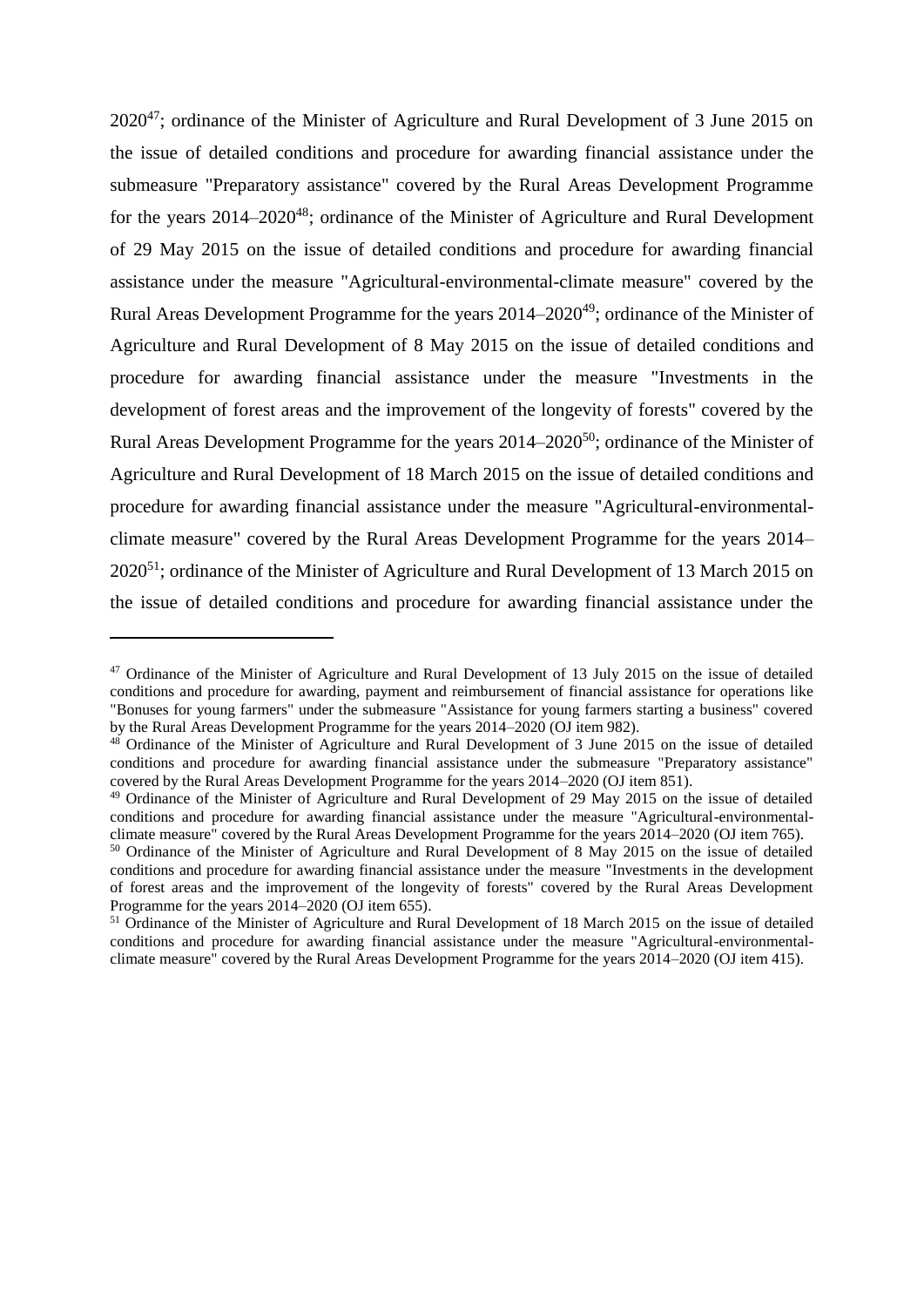2020[47]; ordinance of the Minister of Agriculture and Rural Development of 3 June 2015 on the issue of detailed conditions and procedure for awarding financial assistance under the submeasure "Preparatory assistance" covered by the Rural Areas Development Programme for the years 2014–2020[48]; ordinance of the Minister of Agriculture and Rural Development of 29 May 2015 on the issue of detailed conditions and procedure for awarding financial assistance under the measure "Agricultural-environmental-climate measure" covered by the Rural Areas Development Programme for the years 2014–2020[49]; ordinance of the Minister of Agriculture and Rural Development of 8 May 2015 on the issue of detailed conditions and procedure for awarding financial assistance under the measure "Investments in the development of forest areas and the improvement of the longevity of forests" covered by the Rural Areas Development Programme for the years 2014–2020[50]; ordinance of the Minister of Agriculture and Rural Development of 18 March 2015 on the issue of detailed conditions and procedure for awarding financial assistance under the measure "Agricultural-environmental-climate measure" covered by the Rural Areas Development Programme for the years 2014–2020[51]; ordinance of the Minister of Agriculture and Rural Development of 13 March 2015 on the issue of detailed conditions and procedure for awarding financial assistance under the

---

[47] Ordinance of the Minister of Agriculture and Rural Development of 13 July 2015 on the issue of detailed conditions and procedure for awarding, payment and reimbursement of financial assistance for operations like "Bonuses for young farmers" under the submeasure "Assistance for young farmers starting a business" covered by the Rural Areas Development Programme for the years 2014–2020 (OJ item 982).

[48] Ordinance of the Minister of Agriculture and Rural Development of 3 June 2015 on the issue of detailed conditions and procedure for awarding financial assistance under the submeasure "Preparatory assistance" covered by the Rural Areas Development Programme for the years 2014–2020 (OJ item 851).

[49] Ordinance of the Minister of Agriculture and Rural Development of 29 May 2015 on the issue of detailed conditions and procedure for awarding financial assistance under the measure "Agricultural-environmental-climate measure" covered by the Rural Areas Development Programme for the years 2014–2020 (OJ item 765).

[50] Ordinance of the Minister of Agriculture and Rural Development of 8 May 2015 on the issue of detailed conditions and procedure for awarding financial assistance under the measure "Investments in the development of forest areas and the improvement of the longevity of forests" covered by the Rural Areas Development Programme for the years 2014–2020 (OJ item 655).

[51] Ordinance of the Minister of Agriculture and Rural Development of 18 March 2015 on the issue of detailed conditions and procedure for awarding financial assistance under the measure "Agricultural-environmental-climate measure" covered by the Rural Areas Development Programme for the years 2014–2020 (OJ item 415).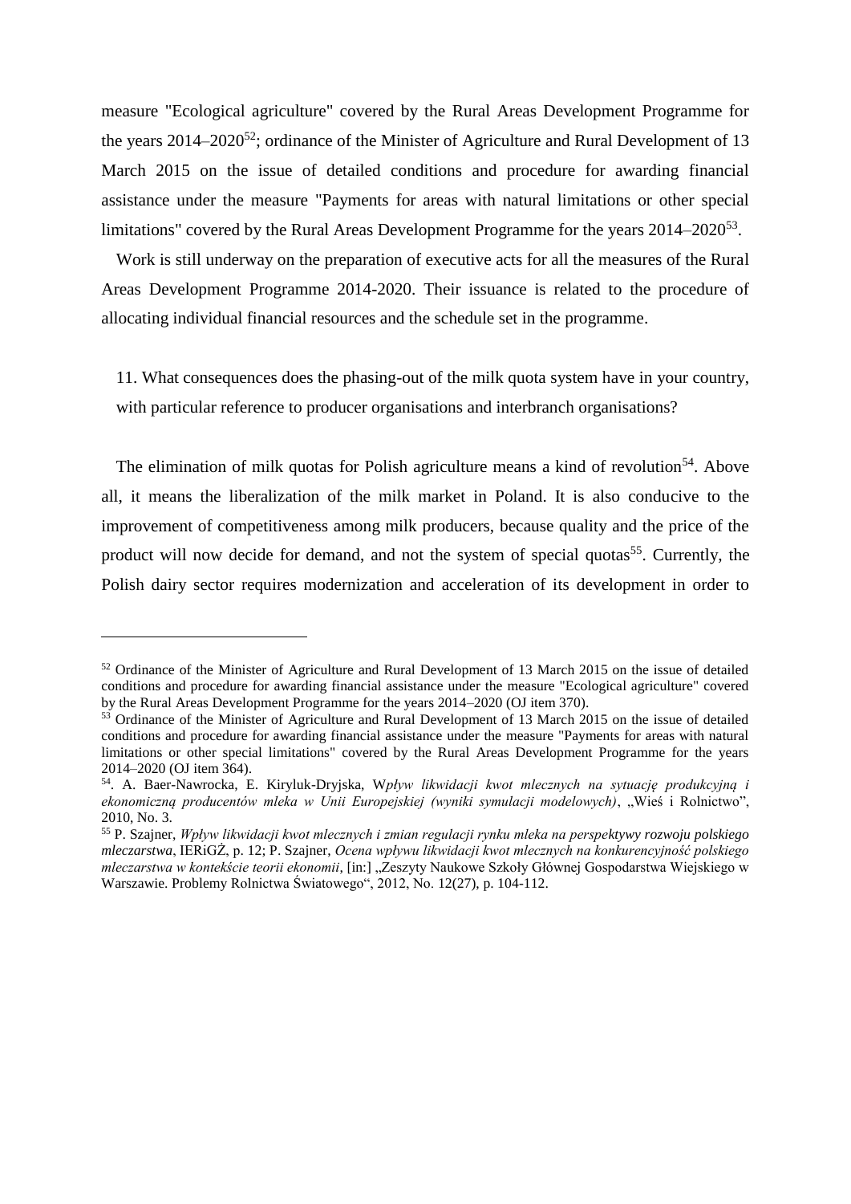measure "Ecological agriculture" covered by the Rural Areas Development Programme for the years 2014–2020[52]; ordinance of the Minister of Agriculture and Rural Development of 13 March 2015 on the issue of detailed conditions and procedure for awarding financial assistance under the measure "Payments for areas with natural limitations or other special limitations" covered by the Rural Areas Development Programme for the years 2014–2020[53].

Work is still underway on the preparation of executive acts for all the measures of the Rural Areas Development Programme 2014-2020. Their issuance is related to the procedure of allocating individual financial resources and the schedule set in the programme.

11. What consequences does the phasing-out of the milk quota system have in your country, with particular reference to producer organisations and interbranch organisations?

The elimination of milk quotas for Polish agriculture means a kind of revolution[54]. Above all, it means the liberalization of the milk market in Poland. It is also conducive to the improvement of competitiveness among milk producers, because quality and the price of the product will now decide for demand, and not the system of special quotas[55]. Currently, the Polish dairy sector requires modernization and acceleration of its development in order to

---

[52] Ordinance of the Minister of Agriculture and Rural Development of 13 March 2015 on the issue of detailed conditions and procedure for awarding financial assistance under the measure "Ecological agriculture" covered by the Rural Areas Development Programme for the years 2014–2020 (OJ item 370).

[53] Ordinance of the Minister of Agriculture and Rural Development of 13 March 2015 on the issue of detailed conditions and procedure for awarding financial assistance under the measure "Payments for areas with natural limitations or other special limitations" covered by the Rural Areas Development Programme for the years 2014–2020 (OJ item 364).

[54]. A. Baer-Nawrocka, E. Kiryluk-Dryjska, W*pływ likwidacji kwot mlecznych na sytuację produkcyjną i ekonomiczną producentów mleka w Unii Europejskiej (wyniki symulacji modelowych)*, „Wieś i Rolnictwo", 2010, No. 3.

[55] P. Szajner, *Wpływ likwidacji kwot mlecznych i zmian regulacji rynku mleka na perspektywy rozwoju polskiego mleczarstwa*, IERiGŻ, p. 12; P. Szajner, *Ocena wpływu likwidacji kwot mlecznych na konkurencyjność polskiego mleczarstwa w kontekście teorii ekonomii*, [in:] „Zeszyty Naukowe Szkoły Głównej Gospodarstwa Wiejskiego w Warszawie. Problemy Rolnictwa Światowego", 2012, No. 12(27), p. 104-112.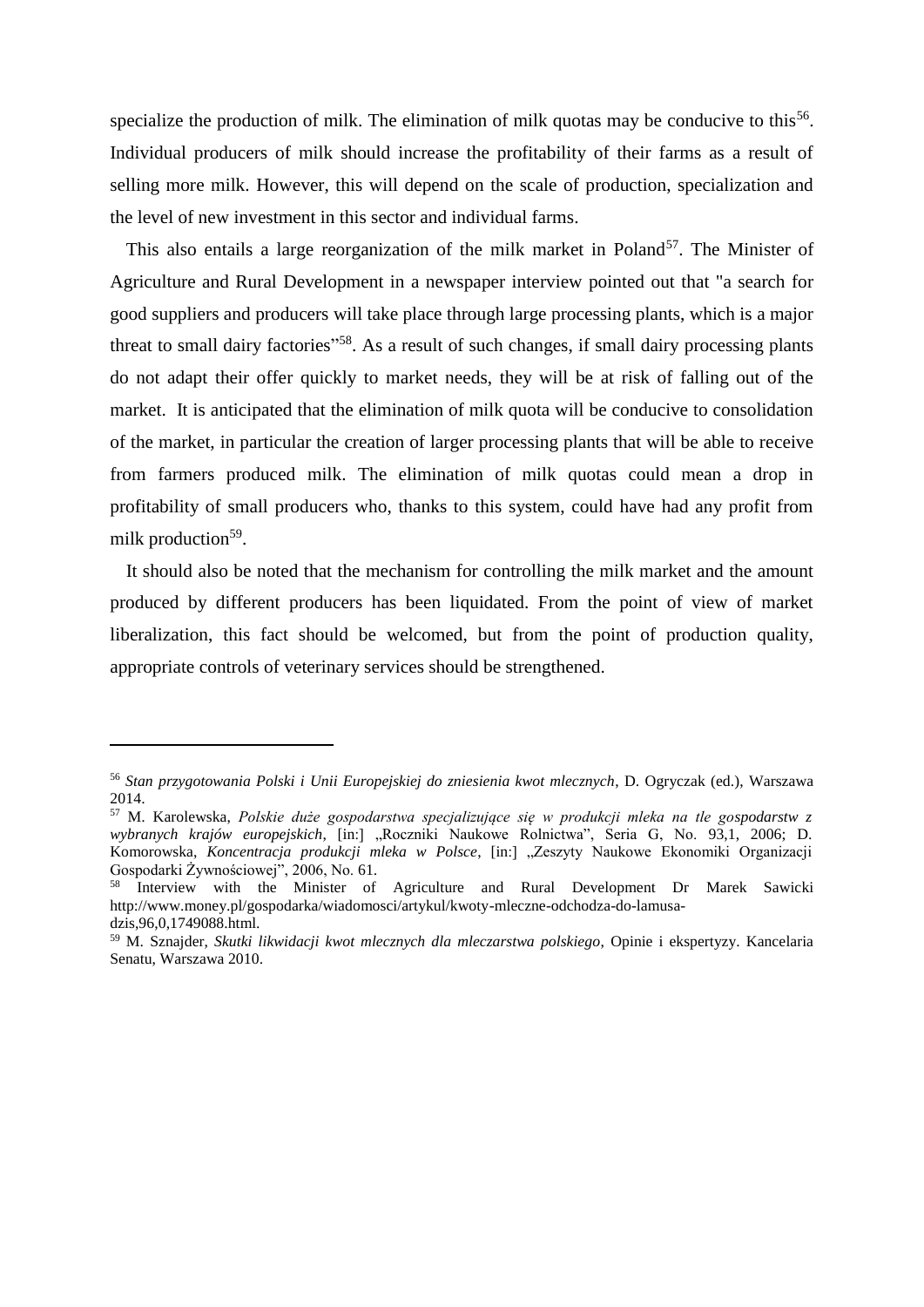specialize the production of milk. The elimination of milk quotas may be conducive to this[56]. Individual producers of milk should increase the profitability of their farms as a result of selling more milk. However, this will depend on the scale of production, specialization and the level of new investment in this sector and individual farms.

This also entails a large reorganization of the milk market in Poland[57]. The Minister of Agriculture and Rural Development in a newspaper interview pointed out that "a search for good suppliers and producers will take place through large processing plants, which is a major threat to small dairy factories"[58]. As a result of such changes, if small dairy processing plants do not adapt their offer quickly to market needs, they will be at risk of falling out of the market. It is anticipated that the elimination of milk quota will be conducive to consolidation of the market, in particular the creation of larger processing plants that will be able to receive from farmers produced milk. The elimination of milk quotas could mean a drop in profitability of small producers who, thanks to this system, could have had any profit from milk production[59].

It should also be noted that the mechanism for controlling the milk market and the amount produced by different producers has been liquidated. From the point of view of market liberalization, this fact should be welcomed, but from the point of production quality, appropriate controls of veterinary services should be strengthened.

---

[56] *Stan przygotowania Polski i Unii Europejskiej do zniesienia kwot mlecznych*, D. Ogryczak (ed.), Warszawa 2014.

[57] M. Karolewska, *Polskie duże gospodarstwa specjalizujące się w produkcji mleka na tle gospodarstw z wybranych krajów europejskich*, [in:] „Roczniki Naukowe Rolnictwa", Seria G, No. 93,1, 2006; D. Komorowska, *Koncentracja produkcji mleka w Polsce*, [in:] „Zeszyty Naukowe Ekonomiki Organizacji Gospodarki Żywnościowej", 2006, No. 61.

[58] Interview with the Minister of Agriculture and Rural Development Dr Marek Sawicki http://www.money.pl/gospodarka/wiadomosci/artykul/kwoty-mleczne-odchodza-do-lamusa-dzis,96,0,1749088.html.

[59] M. Sznajder, *Skutki likwidacji kwot mlecznych dla mleczarstwa polskiego*, Opinie i ekspertyzy. Kancelaria Senatu, Warszawa 2010.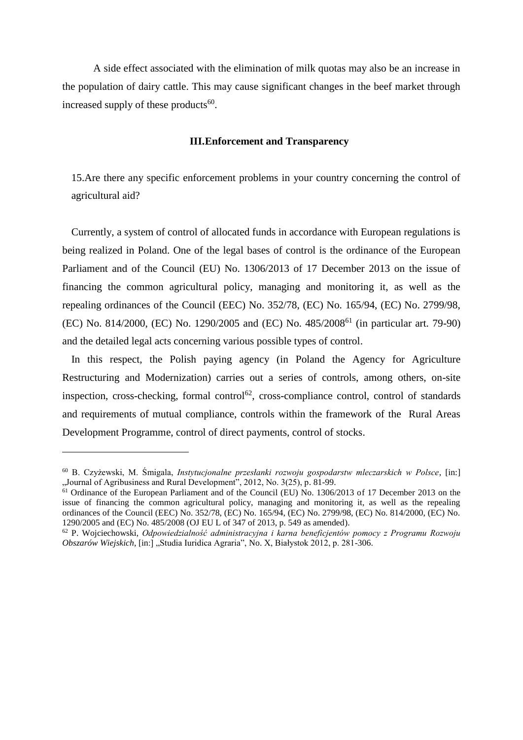A side effect associated with the elimination of milk quotas may also be an increase in the population of dairy cattle. This may cause significant changes in the beef market through increased supply of these products[60].

## III. Enforcement and Transparency

15. Are there any specific enforcement problems in your country concerning the control of agricultural aid?

Currently, a system of control of allocated funds in accordance with European regulations is being realized in Poland. One of the legal bases of control is the ordinance of the European Parliament and of the Council (EU) No. 1306/2013 of 17 December 2013 on the issue of financing the common agricultural policy, managing and monitoring it, as well as the repealing ordinances of the Council (EEC) No. 352/78, (EC) No. 165/94, (EC) No. 2799/98, (EC) No. 814/2000, (EC) No. 1290/2005 and (EC) No. 485/2008[61] (in particular art. 79-90) and the detailed legal acts concerning various possible types of control.

In this respect, the Polish paying agency (in Poland the Agency for Agriculture Restructuring and Modernization) carries out a series of controls, among others, on-site inspection, cross-checking, formal control[62], cross-compliance control, control of standards and requirements of mutual compliance, controls within the framework of the Rural Areas Development Programme, control of direct payments, control of stocks.

---

[60] B. Czyżewski, M. Śmigala, *Instytucjonalne przesłanki rozwoju gospodarstw mleczarskich w Polsce*, [in:] „Journal of Agribusiness and Rural Development", 2012, No. 3(25), p. 81-99.

[61] Ordinance of the European Parliament and of the Council (EU) No. 1306/2013 of 17 December 2013 on the issue of financing the common agricultural policy, managing and monitoring it, as well as the repealing ordinances of the Council (EEC) No. 352/78, (EC) No. 165/94, (EC) No. 2799/98, (EC) No. 814/2000, (EC) No. 1290/2005 and (EC) No. 485/2008 (OJ EU L of 347 of 2013, p. 549 as amended).

[62] P. Wojciechowski, *Odpowiedzialność administracyjna i karna beneficjentów pomocy z Programu Rozwoju Obszarów Wiejskich*, [in:] „Studia Iuridica Agraria", No. X, Białystok 2012, p. 281-306.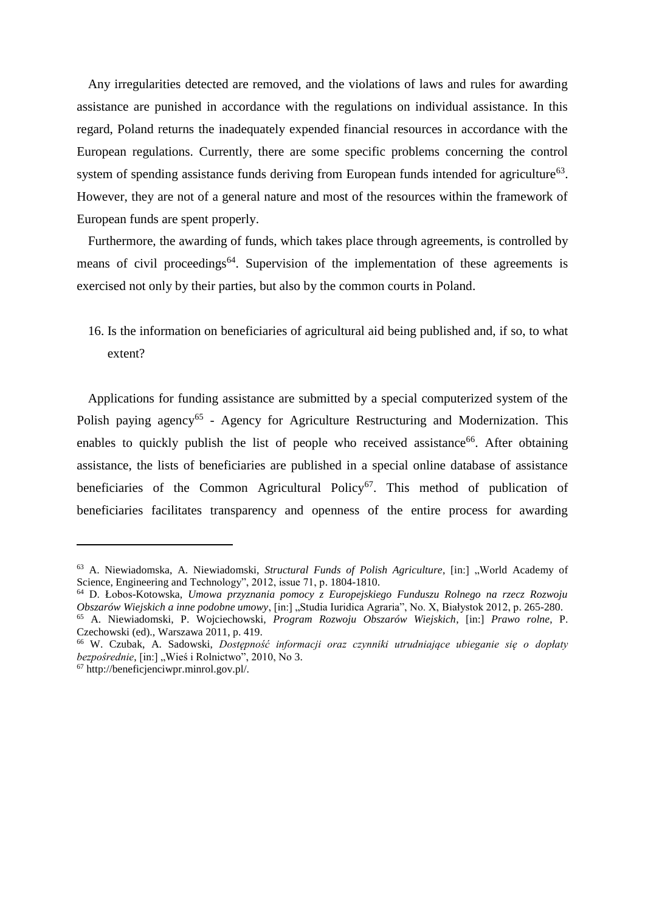Any irregularities detected are removed, and the violations of laws and rules for awarding assistance are punished in accordance with the regulations on individual assistance. In this regard, Poland returns the inadequately expended financial resources in accordance with the European regulations. Currently, there are some specific problems concerning the control system of spending assistance funds deriving from European funds intended for agriculture[63]. However, they are not of a general nature and most of the resources within the framework of European funds are spent properly.

Furthermore, the awarding of funds, which takes place through agreements, is controlled by means of civil proceedings[64]. Supervision of the implementation of these agreements is exercised not only by their parties, but also by the common courts in Poland.

16. Is the information on beneficiaries of agricultural aid being published and, if so, to what extent?

Applications for funding assistance are submitted by a special computerized system of the Polish paying agency[65] - Agency for Agriculture Restructuring and Modernization. This enables to quickly publish the list of people who received assistance[66]. After obtaining assistance, the lists of beneficiaries are published in a special online database of assistance beneficiaries of the Common Agricultural Policy[67]. This method of publication of beneficiaries facilitates transparency and openness of the entire process for awarding

---

[63] A. Niewiadomska, A. Niewiadomski, *Structural Funds of Polish Agriculture*, [in:] „World Academy of Science, Engineering and Technology", 2012, issue 71, p. 1804-1810.

[64] D. Łobos-Kotowska, *Umowa przyznania pomocy z Europejskiego Funduszu Rolnego na rzecz Rozwoju Obszarów Wiejskich a inne podobne umowy*, [in:] „Studia Iuridica Agraria", No. X, Białystok 2012, p. 265-280.

[65] A. Niewiadomski, P. Wojciechowski, *Program Rozwoju Obszarów Wiejskich*, [in:] *Prawo rolne*, P. Czechowski (ed)., Warszawa 2011, p. 419.

[66] W. Czubak, A. Sadowski, *Dostępność informacji oraz czynniki utrudniające ubieganie się o dopłaty bezpośrednie*, [in:] „Wieś i Rolnictwo", 2010, No 3.

[67] http://beneficjenciwpr.minrol.gov.pl/.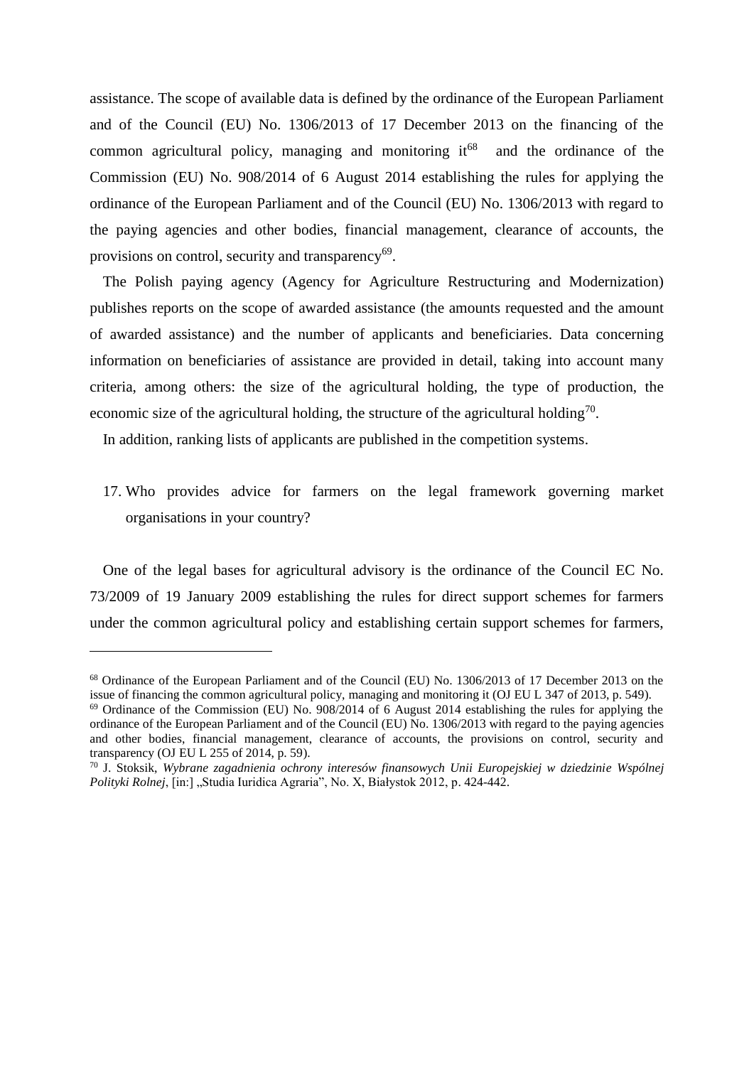assistance. The scope of available data is defined by the ordinance of the European Parliament and of the Council (EU) No. 1306/2013 of 17 December 2013 on the financing of the common agricultural policy, managing and monitoring it[68] and the ordinance of the Commission (EU) No. 908/2014 of 6 August 2014 establishing the rules for applying the ordinance of the European Parliament and of the Council (EU) No. 1306/2013 with regard to the paying agencies and other bodies, financial management, clearance of accounts, the provisions on control, security and transparency[69].

The Polish paying agency (Agency for Agriculture Restructuring and Modernization) publishes reports on the scope of awarded assistance (the amounts requested and the amount of awarded assistance) and the number of applicants and beneficiaries. Data concerning information on beneficiaries of assistance are provided in detail, taking into account many criteria, among others: the size of the agricultural holding, the type of production, the economic size of the agricultural holding, the structure of the agricultural holding[70].

In addition, ranking lists of applicants are published in the competition systems.

17. Who provides advice for farmers on the legal framework governing market organisations in your country?

One of the legal bases for agricultural advisory is the ordinance of the Council EC No. 73/2009 of 19 January 2009 establishing the rules for direct support schemes for farmers under the common agricultural policy and establishing certain support schemes for farmers,

---

[68] Ordinance of the European Parliament and of the Council (EU) No. 1306/2013 of 17 December 2013 on the issue of financing the common agricultural policy, managing and monitoring it (OJ EU L 347 of 2013, p. 549).

[69] Ordinance of the Commission (EU) No. 908/2014 of 6 August 2014 establishing the rules for applying the ordinance of the European Parliament and of the Council (EU) No. 1306/2013 with regard to the paying agencies and other bodies, financial management, clearance of accounts, the provisions on control, security and transparency (OJ EU L 255 of 2014, p. 59).

[70] J. Stoksik, *Wybrane zagadnienia ochrony interesów finansowych Unii Europejskiej w dziedzinie Wspólnej Polityki Rolnej*, [in:] „Studia Iuridica Agraria", No. X, Białystok 2012, p. 424-442.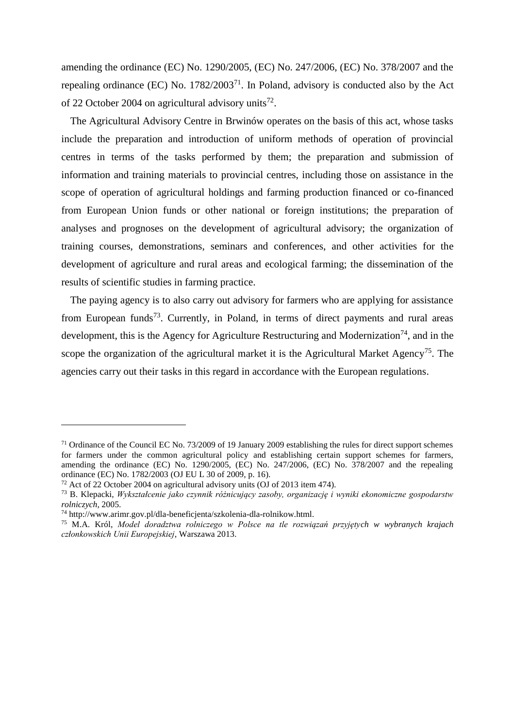amending the ordinance (EC) No. 1290/2005, (EC) No. 247/2006, (EC) No. 378/2007 and the repealing ordinance (EC) No. 1782/2003[71]. In Poland, advisory is conducted also by the Act of 22 October 2004 on agricultural advisory units[72].

The Agricultural Advisory Centre in Brwinów operates on the basis of this act, whose tasks include the preparation and introduction of uniform methods of operation of provincial centres in terms of the tasks performed by them; the preparation and submission of information and training materials to provincial centres, including those on assistance in the scope of operation of agricultural holdings and farming production financed or co-financed from European Union funds or other national or foreign institutions; the preparation of analyses and prognoses on the development of agricultural advisory; the organization of training courses, demonstrations, seminars and conferences, and other activities for the development of agriculture and rural areas and ecological farming; the dissemination of the results of scientific studies in farming practice.

The paying agency is to also carry out advisory for farmers who are applying for assistance from European funds[73]. Currently, in Poland, in terms of direct payments and rural areas development, this is the Agency for Agriculture Restructuring and Modernization[74], and in the scope the organization of the agricultural market it is the Agricultural Market Agency[75]. The agencies carry out their tasks in this regard in accordance with the European regulations.

---

[71] Ordinance of the Council EC No. 73/2009 of 19 January 2009 establishing the rules for direct support schemes for farmers under the common agricultural policy and establishing certain support schemes for farmers, amending the ordinance (EC) No. 1290/2005, (EC) No. 247/2006, (EC) No. 378/2007 and the repealing ordinance (EC) No. 1782/2003 (OJ EU L 30 of 2009, p. 16).

[72] Act of 22 October 2004 on agricultural advisory units (OJ of 2013 item 474).

[73] B. Klepacki, *Wykształcenie jako czynnik różnicujący zasoby, organizację i wyniki ekonomiczne gospodarstw rolniczych*, 2005.

[74] http://www.arimr.gov.pl/dla-beneficjenta/szkolenia-dla-rolnikow.html.

[75] M.A. Król, *Model doradztwa rolniczego w Polsce na tle rozwiązań przyjętych w wybranych krajach członkowskich Unii Europejskiej*, Warszawa 2013.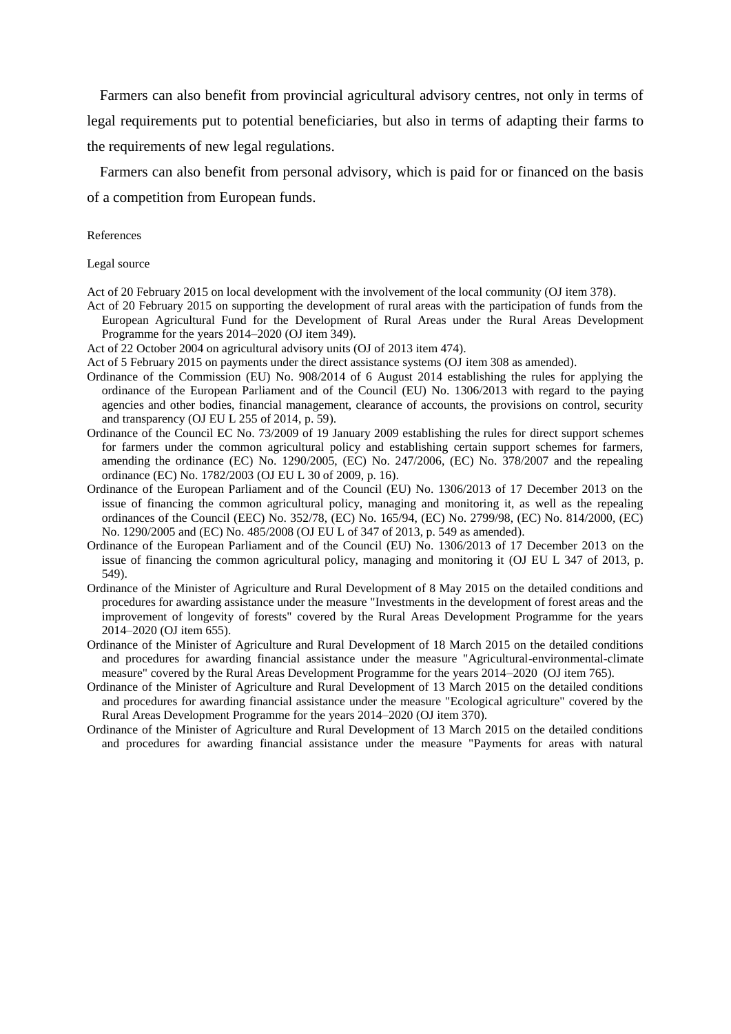Farmers can also benefit from provincial agricultural advisory centres, not only in terms of legal requirements put to potential beneficiaries, but also in terms of adapting their farms to the requirements of new legal regulations.

Farmers can also benefit from personal advisory, which is paid for or financed on the basis of a competition from European funds.

References

Legal source

Act of 20 February 2015 on local development with the involvement of the local community (OJ item 378).

Act of 20 February 2015 on supporting the development of rural areas with the participation of funds from the European Agricultural Fund for the Development of Rural Areas under the Rural Areas Development Programme for the years 2014–2020 (OJ item 349).

Act of 22 October 2004 on agricultural advisory units (OJ of 2013 item 474).

Act of 5 February 2015 on payments under the direct assistance systems (OJ item 308 as amended).

Ordinance of the Commission (EU) No. 908/2014 of 6 August 2014 establishing the rules for applying the ordinance of the European Parliament and of the Council (EU) No. 1306/2013 with regard to the paying agencies and other bodies, financial management, clearance of accounts, the provisions on control, security and transparency (OJ EU L 255 of 2014, p. 59).

Ordinance of the Council EC No. 73/2009 of 19 January 2009 establishing the rules for direct support schemes for farmers under the common agricultural policy and establishing certain support schemes for farmers, amending the ordinance (EC) No. 1290/2005, (EC) No. 247/2006, (EC) No. 378/2007 and the repealing ordinance (EC) No. 1782/2003 (OJ EU L 30 of 2009, p. 16).

Ordinance of the European Parliament and of the Council (EU) No. 1306/2013 of 17 December 2013 on the issue of financing the common agricultural policy, managing and monitoring it, as well as the repealing ordinances of the Council (EEC) No. 352/78, (EC) No. 165/94, (EC) No. 2799/98, (EC) No. 814/2000, (EC) No. 1290/2005 and (EC) No. 485/2008 (OJ EU L of 347 of 2013, p. 549 as amended).

Ordinance of the European Parliament and of the Council (EU) No. 1306/2013 of 17 December 2013 on the issue of financing the common agricultural policy, managing and monitoring it (OJ EU L 347 of 2013, p. 549).

Ordinance of the Minister of Agriculture and Rural Development of 8 May 2015 on the detailed conditions and procedures for awarding assistance under the measure "Investments in the development of forest areas and the improvement of longevity of forests" covered by the Rural Areas Development Programme for the years 2014–2020 (OJ item 655).

Ordinance of the Minister of Agriculture and Rural Development of 18 March 2015 on the detailed conditions and procedures for awarding financial assistance under the measure "Agricultural-environmental-climate measure" covered by the Rural Areas Development Programme for the years 2014–2020 (OJ item 765).

Ordinance of the Minister of Agriculture and Rural Development of 13 March 2015 on the detailed conditions and procedures for awarding financial assistance under the measure "Ecological agriculture" covered by the Rural Areas Development Programme for the years 2014–2020 (OJ item 370).

Ordinance of the Minister of Agriculture and Rural Development of 13 March 2015 on the detailed conditions and procedures for awarding financial assistance under the measure "Payments for areas with natural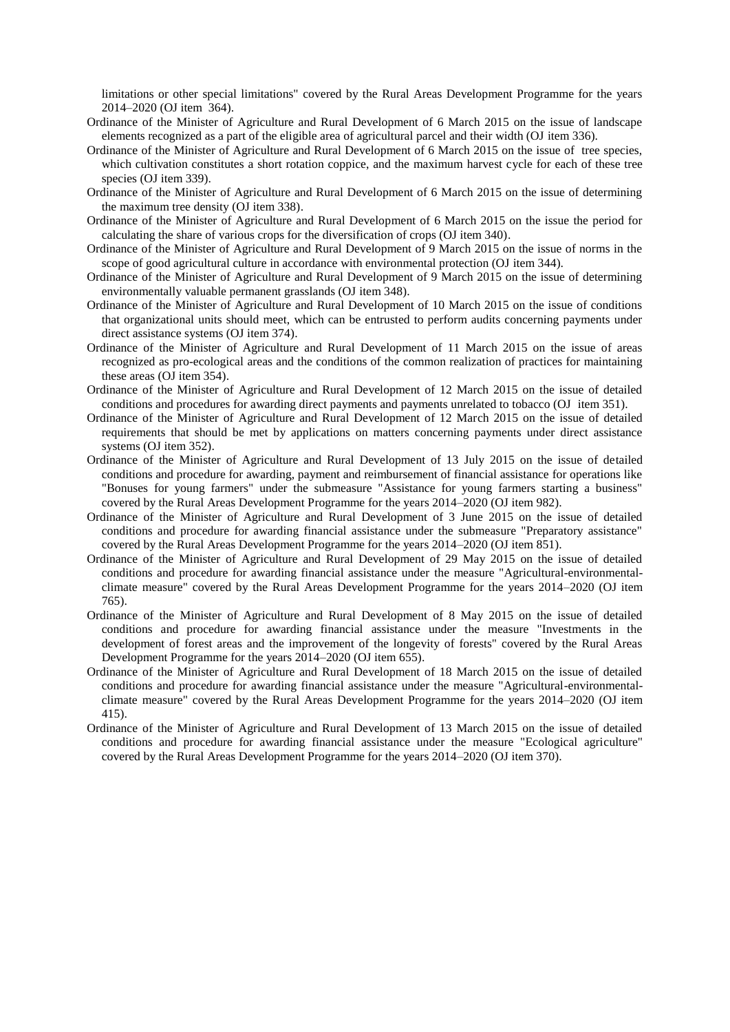limitations or other special limitations" covered by the Rural Areas Development Programme for the years 2014–2020 (OJ item 364).

Ordinance of the Minister of Agriculture and Rural Development of 6 March 2015 on the issue of landscape elements recognized as a part of the eligible area of agricultural parcel and their width (OJ item 336).

Ordinance of the Minister of Agriculture and Rural Development of 6 March 2015 on the issue of tree species, which cultivation constitutes a short rotation coppice, and the maximum harvest cycle for each of these tree species (OJ item 339).

Ordinance of the Minister of Agriculture and Rural Development of 6 March 2015 on the issue of determining the maximum tree density (OJ item 338).

Ordinance of the Minister of Agriculture and Rural Development of 6 March 2015 on the issue the period for calculating the share of various crops for the diversification of crops (OJ item 340).

Ordinance of the Minister of Agriculture and Rural Development of 9 March 2015 on the issue of norms in the scope of good agricultural culture in accordance with environmental protection (OJ item 344).

Ordinance of the Minister of Agriculture and Rural Development of 9 March 2015 on the issue of determining environmentally valuable permanent grasslands (OJ item 348).

Ordinance of the Minister of Agriculture and Rural Development of 10 March 2015 on the issue of conditions that organizational units should meet, which can be entrusted to perform audits concerning payments under direct assistance systems (OJ item 374).

Ordinance of the Minister of Agriculture and Rural Development of 11 March 2015 on the issue of areas recognized as pro-ecological areas and the conditions of the common realization of practices for maintaining these areas (OJ item 354).

Ordinance of the Minister of Agriculture and Rural Development of 12 March 2015 on the issue of detailed conditions and procedures for awarding direct payments and payments unrelated to tobacco (OJ item 351).

Ordinance of the Minister of Agriculture and Rural Development of 12 March 2015 on the issue of detailed requirements that should be met by applications on matters concerning payments under direct assistance systems (OJ item 352).

Ordinance of the Minister of Agriculture and Rural Development of 13 July 2015 on the issue of detailed conditions and procedure for awarding, payment and reimbursement of financial assistance for operations like "Bonuses for young farmers" under the submeasure "Assistance for young farmers starting a business" covered by the Rural Areas Development Programme for the years 2014–2020 (OJ item 982).

Ordinance of the Minister of Agriculture and Rural Development of 3 June 2015 on the issue of detailed conditions and procedure for awarding financial assistance under the submeasure "Preparatory assistance" covered by the Rural Areas Development Programme for the years 2014–2020 (OJ item 851).

Ordinance of the Minister of Agriculture and Rural Development of 29 May 2015 on the issue of detailed conditions and procedure for awarding financial assistance under the measure "Agricultural-environmental-climate measure" covered by the Rural Areas Development Programme for the years 2014–2020 (OJ item 765).

Ordinance of the Minister of Agriculture and Rural Development of 8 May 2015 on the issue of detailed conditions and procedure for awarding financial assistance under the measure "Investments in the development of forest areas and the improvement of the longevity of forests" covered by the Rural Areas Development Programme for the years 2014–2020 (OJ item 655).

Ordinance of the Minister of Agriculture and Rural Development of 18 March 2015 on the issue of detailed conditions and procedure for awarding financial assistance under the measure "Agricultural-environmental-climate measure" covered by the Rural Areas Development Programme for the years 2014–2020 (OJ item 415).

Ordinance of the Minister of Agriculture and Rural Development of 13 March 2015 on the issue of detailed conditions and procedure for awarding financial assistance under the measure "Ecological agriculture" covered by the Rural Areas Development Programme for the years 2014–2020 (OJ item 370).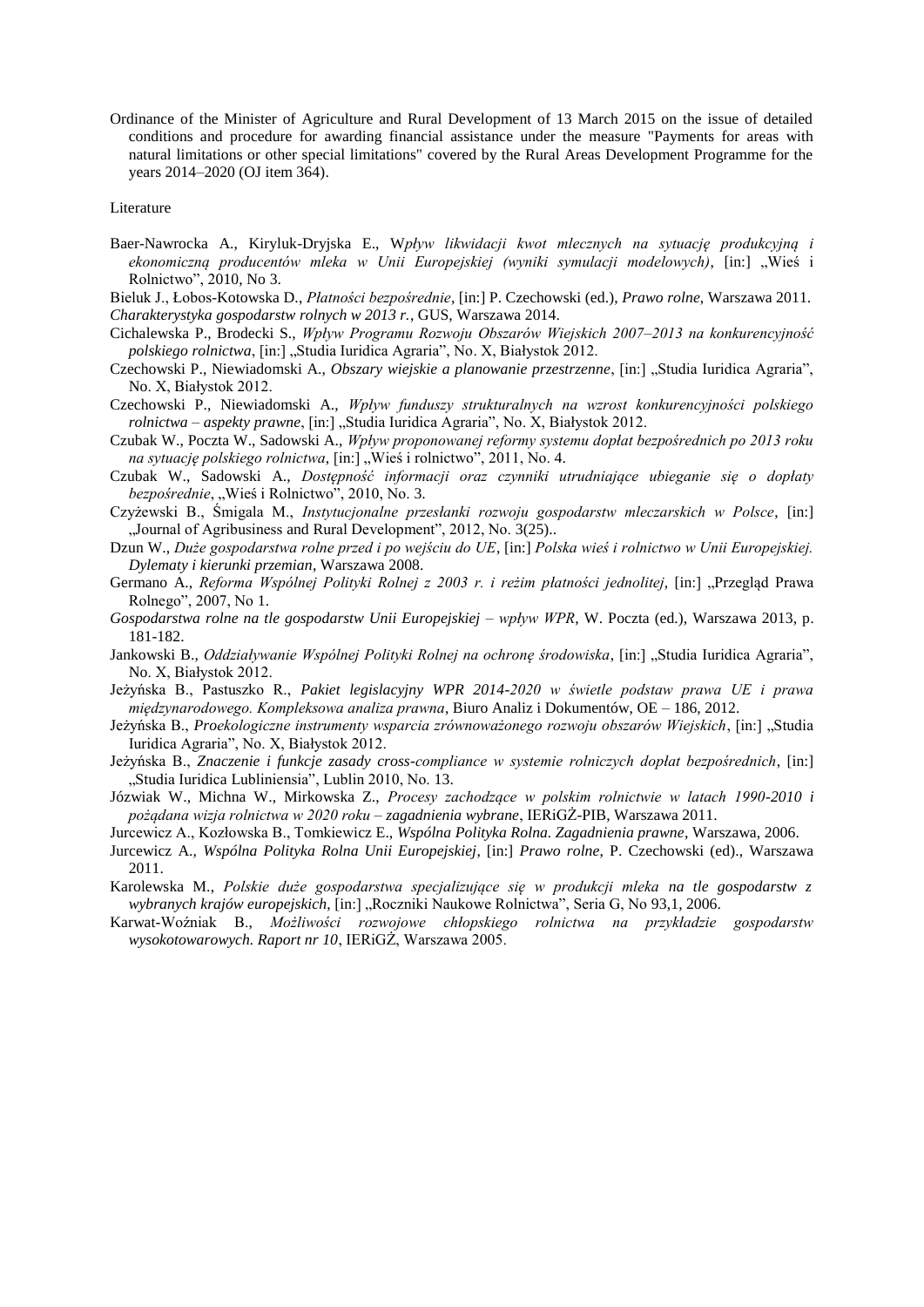Ordinance of the Minister of Agriculture and Rural Development of 13 March 2015 on the issue of detailed conditions and procedure for awarding financial assistance under the measure "Payments for areas with natural limitations or other special limitations" covered by the Rural Areas Development Programme for the years 2014–2020 (OJ item 364).

Literature

Baer-Nawrocka A., Kiryluk-Dryjska E., W*pływ likwidacji kwot mlecznych na sytuację produkcyjną i ekonomiczną producentów mleka w Unii Europejskiej (wyniki symulacji modelowych)*, [in:] „Wieś i Rolnictwo", 2010, No 3.

Bieluk J., Łobos-Kotowska D., *Płatności bezpośrednie*, [in:] P. Czechowski (ed.), *Prawo rolne*, Warszawa 2011.

*Charakterystyka gospodarstw rolnych w 2013 r.*, GUS, Warszawa 2014.

Cichalewska P., Brodecki S., *Wpływ Programu Rozwoju Obszarów Wiejskich 2007–2013 na konkurencyjność polskiego rolnictwa*, [in:] „Studia Iuridica Agraria", No. X, Białystok 2012.

Czechowski P., Niewiadomski A., *Obszary wiejskie a planowanie przestrzenne*, [in:] „Studia Iuridica Agraria", No. X, Białystok 2012.

Czechowski P., Niewiadomski A., *Wpływ funduszy strukturalnych na wzrost konkurencyjności polskiego rolnictwa – aspekty prawne*, [in:] „Studia Iuridica Agraria", No. X, Białystok 2012.

Czubak W., Poczta W., Sadowski A., *Wpływ proponowanej reformy systemu dopłat bezpośrednich po 2013 roku na sytuację polskiego rolnictwa*, [in:] „Wieś i rolnictwo", 2011, No. 4.

Czubak W., Sadowski A., *Dostępność informacji oraz czynniki utrudniające ubieganie się o dopłaty bezpośrednie*, „Wieś i Rolnictwo", 2010, No. 3.

Czyżewski B., Śmigala M., *Instytucjonalne przesłanki rozwoju gospodarstw mleczarskich w Polsce*, [in:] „Journal of Agribusiness and Rural Development", 2012, No. 3(25)..

Dzun W., *Duże gospodarstwa rolne przed i po wejściu do UE*, [in:] *Polska wieś i rolnictwo w Unii Europejskiej. Dylematy i kierunki przemian*, Warszawa 2008.

Germano A., *Reforma Wspólnej Polityki Rolnej z 2003 r. i reżim płatności jednolitej*, [in:] „Przegląd Prawa Rolnego", 2007, No 1.

*Gospodarstwa rolne na tle gospodarstw Unii Europejskiej – wpływ WPR*, W. Poczta (ed.), Warszawa 2013, p. 181-182.

Jankowski B., *Oddziaływanie Wspólnej Polityki Rolnej na ochronę środowiska*, [in:] „Studia Iuridica Agraria", No. X, Białystok 2012.

Jeżyńska B., Pastuszko R., *Pakiet legislacyjny WPR 2014-2020 w świetle podstaw prawa UE i prawa międzynarodowego. Kompleksowa analiza prawna*, Biuro Analiz i Dokumentów, OE – 186, 2012.

Jeżyńska B., *Proekologiczne instrumenty wsparcia zrównoważonego rozwoju obszarów Wiejskich*, [in:] „Studia Iuridica Agraria", No. X, Białystok 2012.

Jeżyńska B., *Znaczenie i funkcje zasady cross-compliance w systemie rolniczych dopłat bezpośrednich*, [in:] „Studia Iuridica Lubliniensia", Lublin 2010, No. 13.

Józwiak W., Michna W., Mirkowska Z., *Procesy zachodzące w polskim rolnictwie w latach 1990-2010 i pożądana wizja rolnictwa w 2020 roku – zagadnienia wybrane*, IERiGŻ-PIB, Warszawa 2011.

Jurcewicz A., Kozłowska B., Tomkiewicz E., *Wspólna Polityka Rolna. Zagadnienia prawne*, Warszawa, 2006.

Jurcewicz A., *Wspólna Polityka Rolna Unii Europejskiej*, [in:] *Prawo rolne*, P. Czechowski (ed)., Warszawa 2011.

Karolewska M., *Polskie duże gospodarstwa specjalizujące się w produkcji mleka na tle gospodarstw z wybranych krajów europejskich*, [in:] „Roczniki Naukowe Rolnictwa", Seria G, No 93,1, 2006.

Karwat-Woźniak B., *Możliwości rozwojowe chłopskiego rolnictwa na przykładzie gospodarstw wysokotowarowych. Raport nr 10*, IERiGŻ, Warszawa 2005.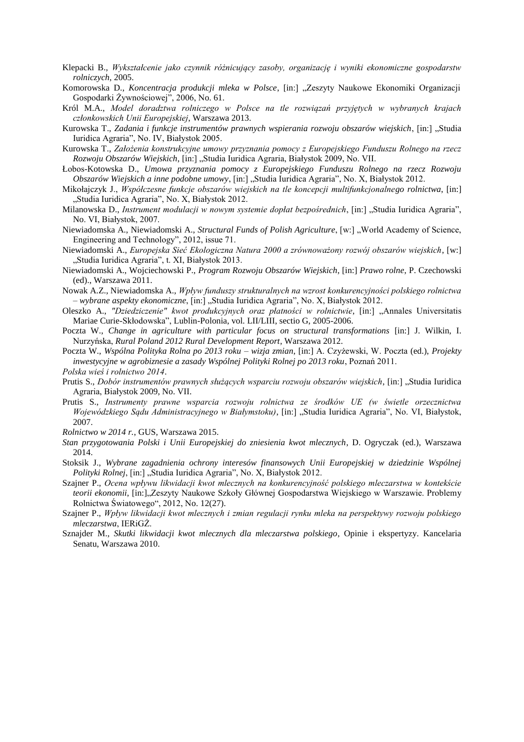Klepacki B., *Wykształcenie jako czynnik różnicujący zasoby, organizację i wyniki ekonomiczne gospodarstw rolniczych*, 2005.

Komorowska D., *Koncentracja produkcji mleka w Polsce*, [in:] „Zeszyty Naukowe Ekonomiki Organizacji Gospodarki Żywnościowej", 2006, No. 61.

Król M.A., *Model doradztwa rolniczego w Polsce na tle rozwiązań przyjętych w wybranych krajach członkowskich Unii Europejskiej*, Warszawa 2013.

Kurowska T., *Zadania i funkcje instrumentów prawnych wspierania rozwoju obszarów wiejskich*, [in:] „Studia Iuridica Agraria", No. IV, Białystok 2005.

Kurowska T., *Założenia konstrukcyjne umowy przyznania pomocy z Europejskiego Funduszu Rolnego na rzecz Rozwoju Obszarów Wiejskich*, [in:] „Studia Iuridica Agraria, Białystok 2009, No. VII.

Łobos-Kotowska D., *Umowa przyznania pomocy z Europejskiego Funduszu Rolnego na rzecz Rozwoju Obszarów Wiejskich a inne podobne umowy*, [in:] „Studia Iuridica Agraria", No. X, Białystok 2012.

Mikołajczyk J., *Współczesne funkcje obszarów wiejskich na tle koncepcji multifunkcjonalnego rolnictwa*, [in:] „Studia Iuridica Agraria", No. X, Białystok 2012.

Milanowska D., *Instrument modulacji w nowym systemie dopłat bezpośrednich*, [in:] „Studia Iuridica Agraria", No. VI, Białystok, 2007.

Niewiadomska A., Niewiadomski A., *Structural Funds of Polish Agriculture*, [w:] „World Academy of Science, Engineering and Technology", 2012, issue 71.

Niewiadomski A., *Europejska Sieć Ekologiczna Natura 2000 a zrównoważony rozwój obszarów wiejskich*, [w:] „Studia Iuridica Agraria", t. XI, Białystok 2013.

Niewiadomski A., Wojciechowski P., *Program Rozwoju Obszarów Wiejskich,* [in:] *Prawo rolne,* P. Czechowski (ed.), Warszawa 2011.

Nowak A.Z., Niewiadomska A., *Wpływ funduszy strukturalnych na wzrost konkurencyjności polskiego rolnictwa – wybrane aspekty ekonomiczne*, [in:] „Studia Iuridica Agraria", No. X, Białystok 2012.

Oleszko A., *"Dziedziczenie" kwot produkcyjnych oraz płatności w rolnictwie*, [in:] „Annales Universitatis Mariae Curie-Skłodowska", Lublin-Polonia, vol. LII/LIII, sectio G, 2005-2006.

Poczta W., *Change in agriculture with particular focus on structural transformations* [in:] J. Wilkin, I. Nurzyńska, *Rural Poland 2012 Rural Development Report*, Warszawa 2012.

Poczta W., *Wspólna Polityka Rolna po 2013 roku – wizja zmian*, [in:] A. Czyżewski, W. Poczta (ed.), *Projekty inwestycyjne w agrobiznesie a zasady Wspólnej Polityki Rolnej po 2013 roku*, Poznań 2011.

*Polska wieś i rolnictwo 2014*.

Prutis S., *Dobór instrumentów prawnych służących wsparciu rozwoju obszarów wiejskich*, [in:] „Studia Iuridica Agraria, Białystok 2009, No. VII.

Prutis S., *Instrumenty prawne wsparcia rozwoju rolnictwa ze środków UE (w świetle orzecznictwa Wojewódzkiego Sądu Administracyjnego w Białymstoku)*, [in:] „Studia Iuridica Agraria", No. VI, Białystok, 2007.

*Rolnictwo w 2014 r.*, GUS, Warszawa 2015.

*Stan przygotowania Polski i Unii Europejskiej do zniesienia kwot mlecznych*, D. Ogryczak (ed.), Warszawa 2014.

Stoksik J., *Wybrane zagadnienia ochrony interesów finansowych Unii Europejskiej w dziedzinie Wspólnej Polityki Rolnej*, [in:] „Studia Iuridica Agraria", No. X, Białystok 2012.

Szajner P., *Ocena wpływu likwidacji kwot mlecznych na konkurencyjność polskiego mleczarstwa w kontekście teorii ekonomii*, [in:]„Zeszyty Naukowe Szkoły Głównej Gospodarstwa Wiejskiego w Warszawie. Problemy Rolnictwa Światowego", 2012, No. 12(27).

Szajner P., *Wpływ likwidacji kwot mlecznych i zmian regulacji rynku mleka na perspektywy rozwoju polskiego mleczarstwa*, IERiGŻ.

Sznajder M., *Skutki likwidacji kwot mlecznych dla mleczarstwa polskiego*, Opinie i ekspertyzy. Kancelaria Senatu, Warszawa 2010.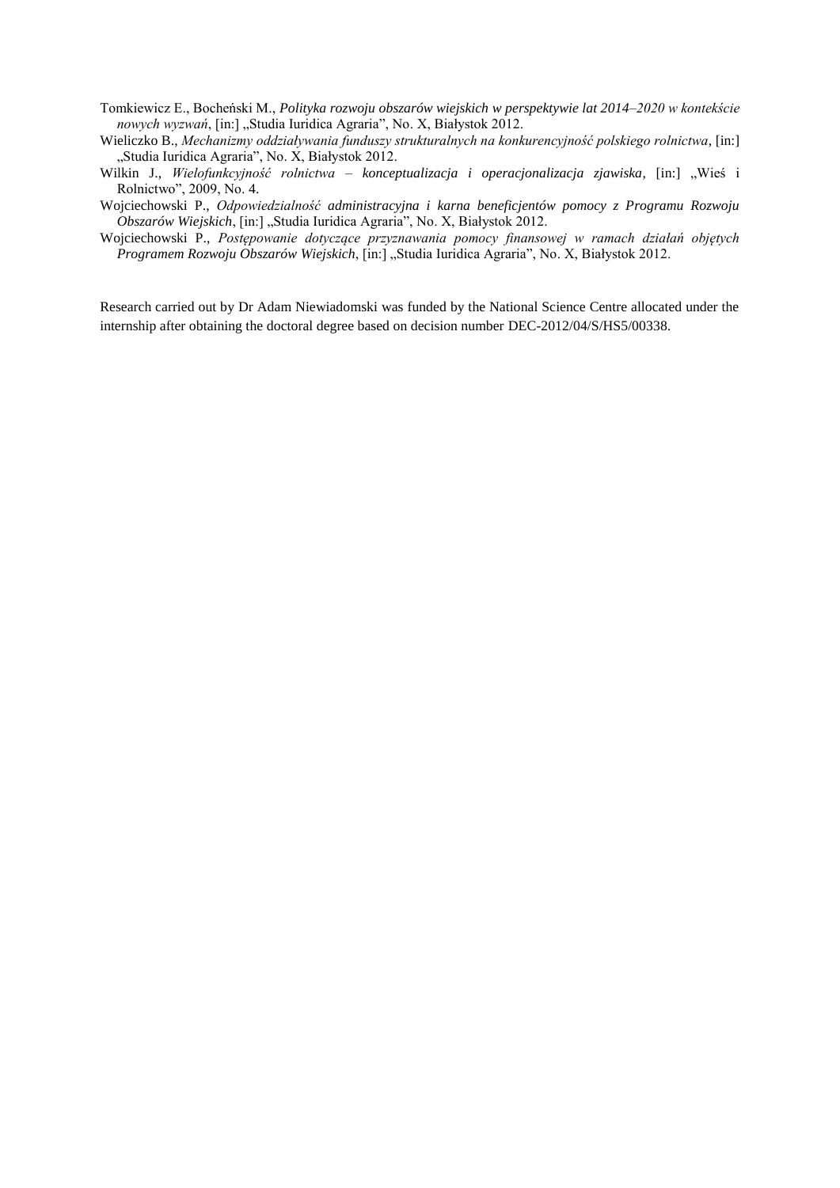Tomkiewicz E., Bocheński M., *Polityka rozwoju obszarów wiejskich w perspektywie lat 2014–2020 w kontekście nowych wyzwań*, [in:] „Studia Iuridica Agraria", No. X, Białystok 2012.

Wieliczko B., *Mechanizmy oddziaływania funduszy strukturalnych na konkurencyjność polskiego rolnictwa*, [in:] „Studia Iuridica Agraria", No. X, Białystok 2012.

Wilkin J., *Wielofunkcyjność rolnictwa – konceptualizacja i operacjonalizacja zjawiska*, [in:] „Wieś i Rolnictwo", 2009, No. 4.

Wojciechowski P., *Odpowiedzialność administracyjna i karna beneficjentów pomocy z Programu Rozwoju Obszarów Wiejskich*, [in:] „Studia Iuridica Agraria", No. X, Białystok 2012.

Wojciechowski P., *Postępowanie dotyczące przyznawania pomocy finansowej w ramach działań objętych Programem Rozwoju Obszarów Wiejskich*, [in:] „Studia Iuridica Agraria", No. X, Białystok 2012.

Research carried out by Dr Adam Niewiadomski was funded by the National Science Centre allocated under the internship after obtaining the doctoral degree based on decision number DEC-2012/04/S/HS5/00338.